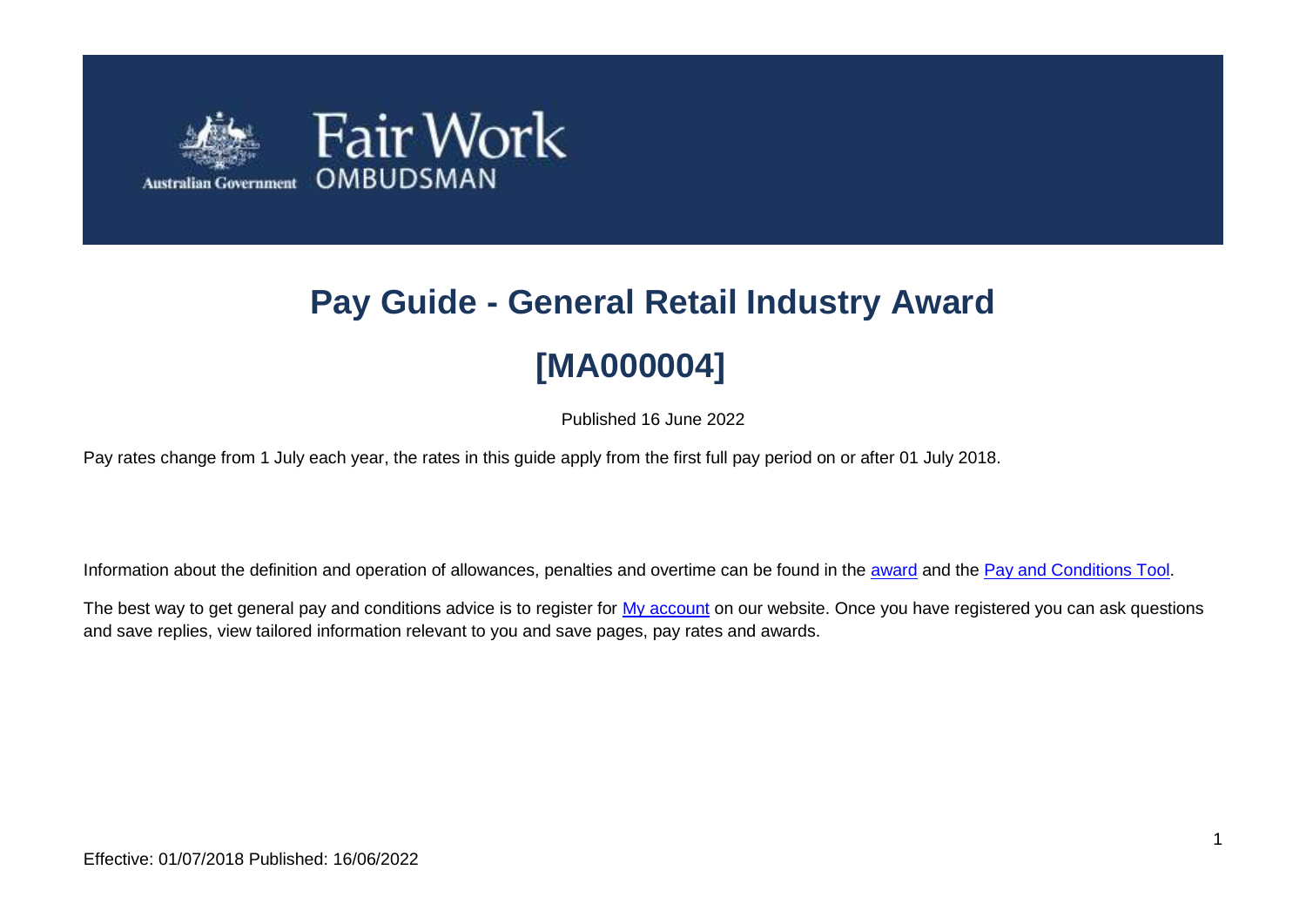# Pay Guide - General Retail Industry Award

# [MA000004]

Published 16 June 2022

Pay rates change from 1 July each year, the rates in this guide apply from the first full pay period on or after 01 July 2018.

Information about the definition and operation of allowances, penalties and overtime can be found in the award and the Pay and Conditions Tool.

The best way to get general pay and conditions advice is to register for My account on our website. Once you have registered you can ask questions and save replies, view tailored information relevant to you and save pages, pay rates and awards.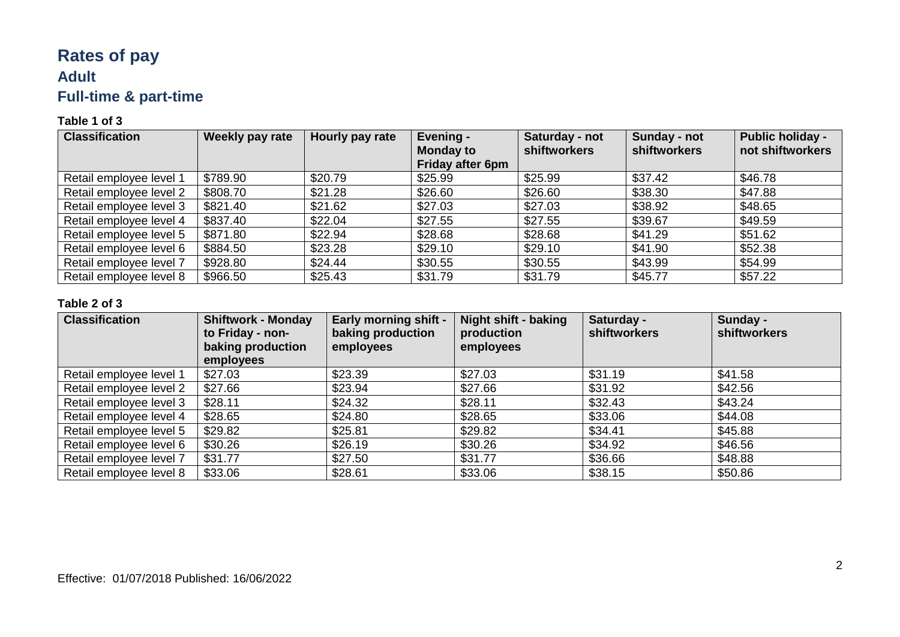# Rates of pay

## Adult

## Full-time & part-time

**Table 1 of 3**

| Classification | Weekly pay rate | Hourly pay rate | Evening - Monday to Friday after 6pm | Saturday - not shiftworkers | Sunday - not shiftworkers | Public holiday - not shiftworkers |
|---|---|---|---|---|---|---|
| Retail employee level 1 | $789.90 | $20.79 | $25.99 | $25.99 | $37.42 | $46.78 |
| Retail employee level 2 | $808.70 | $21.28 | $26.60 | $26.60 | $38.30 | $47.88 |
| Retail employee level 3 | $821.40 | $21.62 | $27.03 | $27.03 | $38.92 | $48.65 |
| Retail employee level 4 | $837.40 | $22.04 | $27.55 | $27.55 | $39.67 | $49.59 |
| Retail employee level 5 | $871.80 | $22.94 | $28.68 | $28.68 | $41.29 | $51.62 |
| Retail employee level 6 | $884.50 | $23.28 | $29.10 | $29.10 | $41.90 | $52.38 |
| Retail employee level 7 | $928.80 | $24.44 | $30.55 | $30.55 | $43.99 | $54.99 |
| Retail employee level 8 | $966.50 | $25.43 | $31.79 | $31.79 | $45.77 | $57.22 |

**Table 2 of 3**

| Classification | Shiftwork - Monday to Friday - non-baking production employees | Early morning shift - baking production employees | Night shift - baking production employees | Saturday - shiftworkers | Sunday - shiftworkers |
|---|---|---|---|---|---|
| Retail employee level 1 | $27.03 | $23.39 | $27.03 | $31.19 | $41.58 |
| Retail employee level 2 | $27.66 | $23.94 | $27.66 | $31.92 | $42.56 |
| Retail employee level 3 | $28.11 | $24.32 | $28.11 | $32.43 | $43.24 |
| Retail employee level 4 | $28.65 | $24.80 | $28.65 | $33.06 | $44.08 |
| Retail employee level 5 | $29.82 | $25.81 | $29.82 | $34.41 | $45.88 |
| Retail employee level 6 | $30.26 | $26.19 | $30.26 | $34.92 | $46.56 |
| Retail employee level 7 | $31.77 | $27.50 | $31.77 | $36.66 | $48.88 |
| Retail employee level 8 | $33.06 | $28.61 | $33.06 | $38.15 | $50.86 |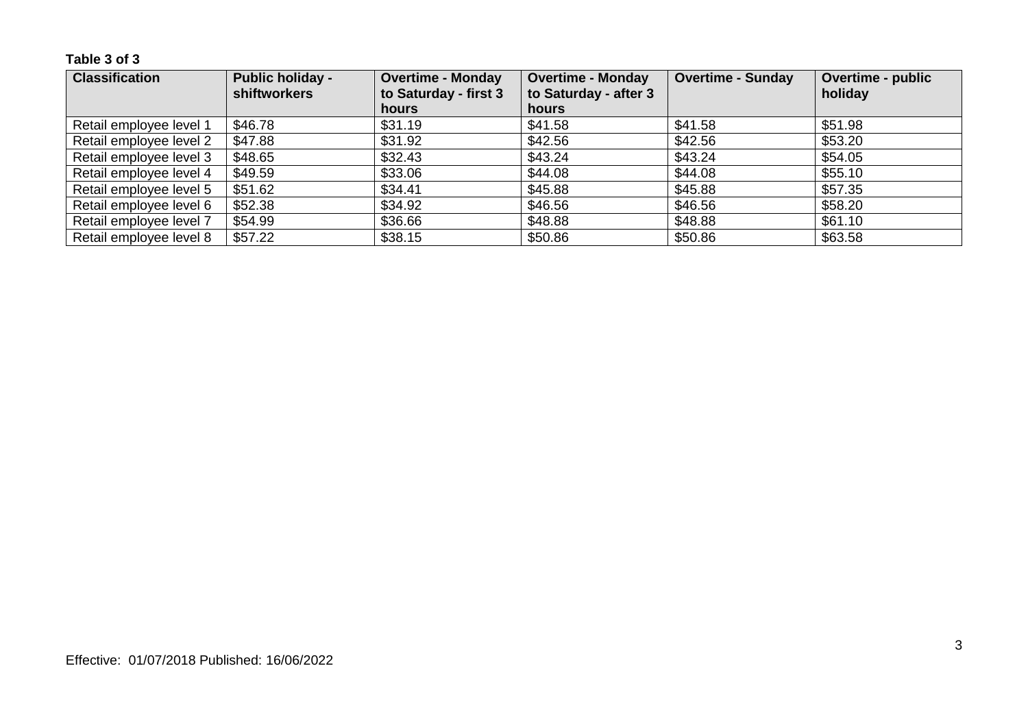**Table 3 of 3**

| Classification | Public holiday - shiftworkers | Overtime - Monday to Saturday - first 3 hours | Overtime - Monday to Saturday - after 3 hours | Overtime - Sunday | Overtime - public holiday |
|---|---|---|---|---|---|
| Retail employee level 1 | $46.78 | $31.19 | $41.58 | $41.58 | $51.98 |
| Retail employee level 2 | $47.88 | $31.92 | $42.56 | $42.56 | $53.20 |
| Retail employee level 3 | $48.65 | $32.43 | $43.24 | $43.24 | $54.05 |
| Retail employee level 4 | $49.59 | $33.06 | $44.08 | $44.08 | $55.10 |
| Retail employee level 5 | $51.62 | $34.41 | $45.88 | $45.88 | $57.35 |
| Retail employee level 6 | $52.38 | $34.92 | $46.56 | $46.56 | $58.20 |
| Retail employee level 7 | $54.99 | $36.66 | $48.88 | $48.88 | $61.10 |
| Retail employee level 8 | $57.22 | $38.15 | $50.86 | $50.86 | $63.58 |

Effective: 01/07/2018 Published: 16/06/2022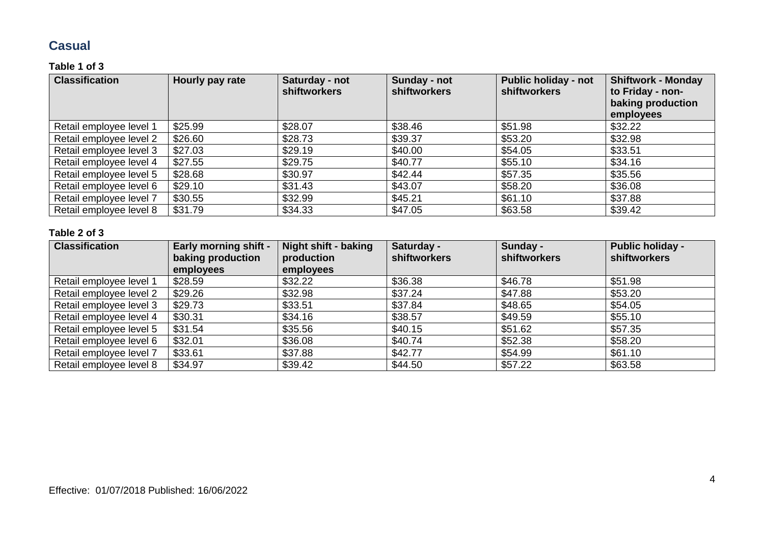## Casual

**Table 1 of 3**

| Classification | Hourly pay rate | Saturday - not shiftworkers | Sunday - not shiftworkers | Public holiday - not shiftworkers | Shiftwork - Monday to Friday - non-baking production employees |
|---|---|---|---|---|---|
| Retail employee level 1 | $25.99 | $28.07 | $38.46 | $51.98 | $32.22 |
| Retail employee level 2 | $26.60 | $28.73 | $39.37 | $53.20 | $32.98 |
| Retail employee level 3 | $27.03 | $29.19 | $40.00 | $54.05 | $33.51 |
| Retail employee level 4 | $27.55 | $29.75 | $40.77 | $55.10 | $34.16 |
| Retail employee level 5 | $28.68 | $30.97 | $42.44 | $57.35 | $35.56 |
| Retail employee level 6 | $29.10 | $31.43 | $43.07 | $58.20 | $36.08 |
| Retail employee level 7 | $30.55 | $32.99 | $45.21 | $61.10 | $37.88 |
| Retail employee level 8 | $31.79 | $34.33 | $47.05 | $63.58 | $39.42 |

**Table 2 of 3**

| Classification | Early morning shift - baking production employees | Night shift - baking production employees | Saturday - shiftworkers | Sunday - shiftworkers | Public holiday - shiftworkers |
|---|---|---|---|---|---|
| Retail employee level 1 | $28.59 | $32.22 | $36.38 | $46.78 | $51.98 |
| Retail employee level 2 | $29.26 | $32.98 | $37.24 | $47.88 | $53.20 |
| Retail employee level 3 | $29.73 | $33.51 | $37.84 | $48.65 | $54.05 |
| Retail employee level 4 | $30.31 | $34.16 | $38.57 | $49.59 | $55.10 |
| Retail employee level 5 | $31.54 | $35.56 | $40.15 | $51.62 | $57.35 |
| Retail employee level 6 | $32.01 | $36.08 | $40.74 | $52.38 | $58.20 |
| Retail employee level 7 | $33.61 | $37.88 | $42.77 | $54.99 | $61.10 |
| Retail employee level 8 | $34.97 | $39.42 | $44.50 | $57.22 | $63.58 |

Effective: 01/07/2018 Published: 16/06/2022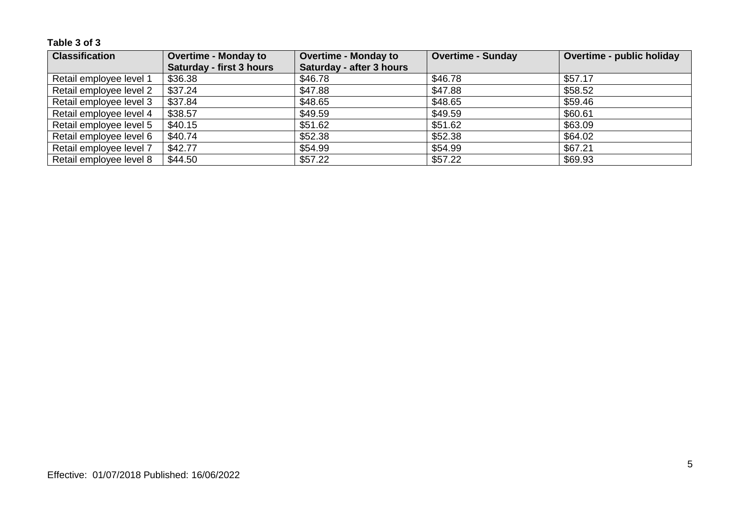**Table 3 of 3**

| Classification | Overtime - Monday to Saturday - first 3 hours | Overtime - Monday to Saturday - after 3 hours | Overtime - Sunday | Overtime - public holiday |
|---|---|---|---|---|
| Retail employee level 1 | $36.38 | $46.78 | $46.78 | $57.17 |
| Retail employee level 2 | $37.24 | $47.88 | $47.88 | $58.52 |
| Retail employee level 3 | $37.84 | $48.65 | $48.65 | $59.46 |
| Retail employee level 4 | $38.57 | $49.59 | $49.59 | $60.61 |
| Retail employee level 5 | $40.15 | $51.62 | $51.62 | $63.09 |
| Retail employee level 6 | $40.74 | $52.38 | $52.38 | $64.02 |
| Retail employee level 7 | $42.77 | $54.99 | $54.99 | $67.21 |
| Retail employee level 8 | $44.50 | $57.22 | $57.22 | $69.93 |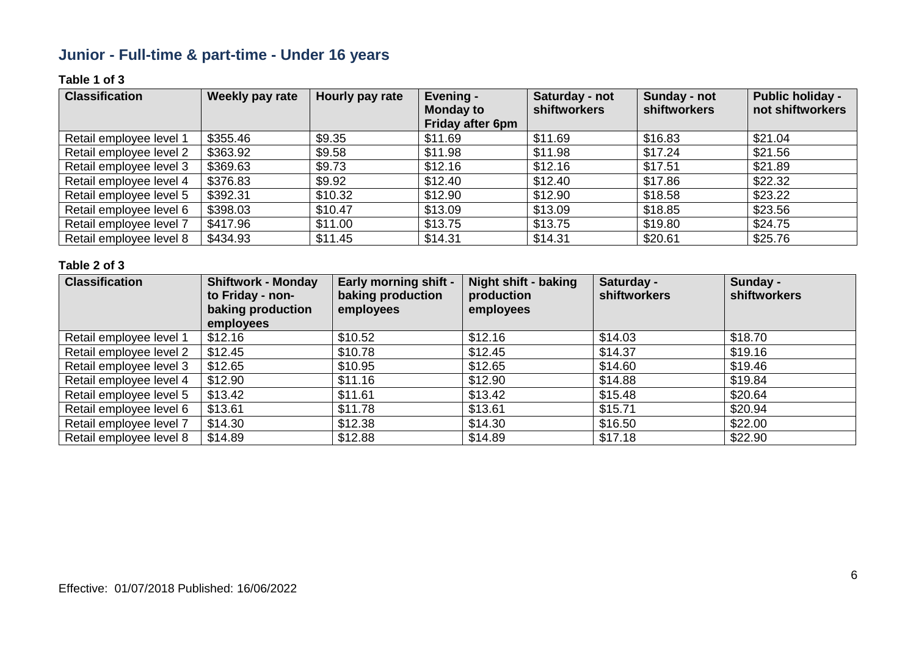## Junior - Full-time & part-time - Under 16 years

**Table 1 of 3**

| Classification | Weekly pay rate | Hourly pay rate | Evening - Monday to Friday after 6pm | Saturday - not shiftworkers | Sunday - not shiftworkers | Public holiday - not shiftworkers |
|---|---|---|---|---|---|---|
| Retail employee level 1 | $355.46 | $9.35 | $11.69 | $11.69 | $16.83 | $21.04 |
| Retail employee level 2 | $363.92 | $9.58 | $11.98 | $11.98 | $17.24 | $21.56 |
| Retail employee level 3 | $369.63 | $9.73 | $12.16 | $12.16 | $17.51 | $21.89 |
| Retail employee level 4 | $376.83 | $9.92 | $12.40 | $12.40 | $17.86 | $22.32 |
| Retail employee level 5 | $392.31 | $10.32 | $12.90 | $12.90 | $18.58 | $23.22 |
| Retail employee level 6 | $398.03 | $10.47 | $13.09 | $13.09 | $18.85 | $23.56 |
| Retail employee level 7 | $417.96 | $11.00 | $13.75 | $13.75 | $19.80 | $24.75 |
| Retail employee level 8 | $434.93 | $11.45 | $14.31 | $14.31 | $20.61 | $25.76 |

**Table 2 of 3**

| Classification | Shiftwork - Monday to Friday - non-baking production employees | Early morning shift - baking production employees | Night shift - baking production employees | Saturday - shiftworkers | Sunday - shiftworkers |
|---|---|---|---|---|---|
| Retail employee level 1 | $12.16 | $10.52 | $12.16 | $14.03 | $18.70 |
| Retail employee level 2 | $12.45 | $10.78 | $12.45 | $14.37 | $19.16 |
| Retail employee level 3 | $12.65 | $10.95 | $12.65 | $14.60 | $19.46 |
| Retail employee level 4 | $12.90 | $11.16 | $12.90 | $14.88 | $19.84 |
| Retail employee level 5 | $13.42 | $11.61 | $13.42 | $15.48 | $20.64 |
| Retail employee level 6 | $13.61 | $11.78 | $13.61 | $15.71 | $20.94 |
| Retail employee level 7 | $14.30 | $12.38 | $14.30 | $16.50 | $22.00 |
| Retail employee level 8 | $14.89 | $12.88 | $14.89 | $17.18 | $22.90 |

Effective: 01/07/2018 Published: 16/06/2022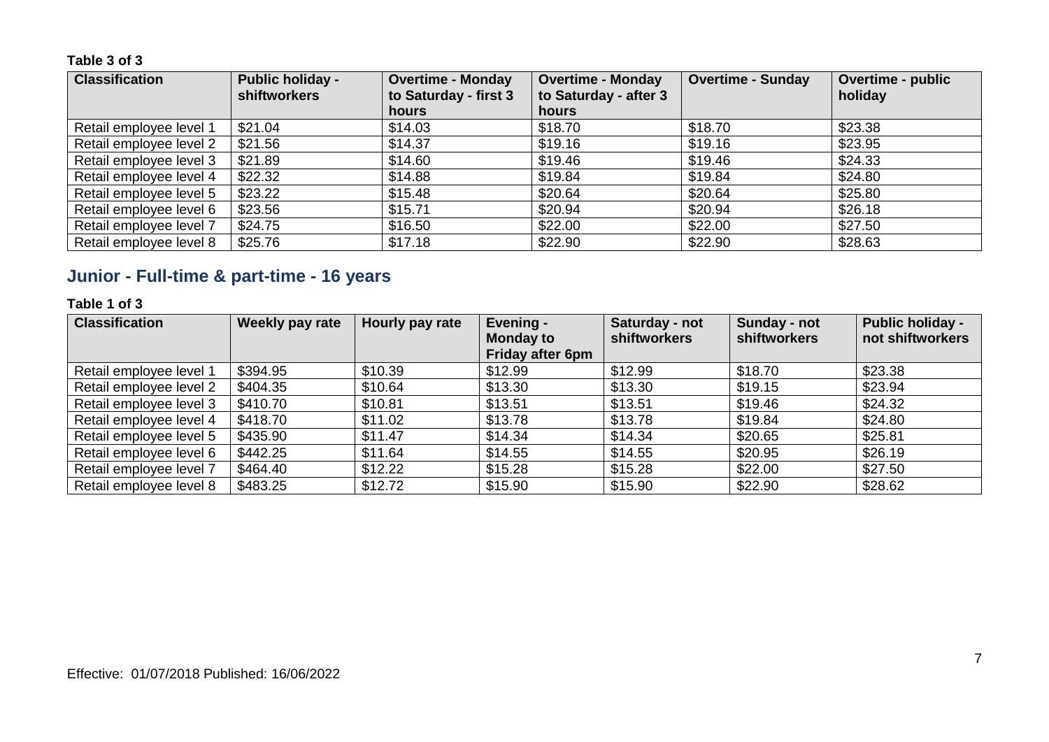**Table 3 of 3**

| Classification | Public holiday - shiftworkers | Overtime - Monday to Saturday - first 3 hours | Overtime - Monday to Saturday - after 3 hours | Overtime - Sunday | Overtime - public holiday |
|---|---|---|---|---|---|
| Retail employee level 1 | $21.04 | $14.03 | $18.70 | $18.70 | $23.38 |
| Retail employee level 2 | $21.56 | $14.37 | $19.16 | $19.16 | $23.95 |
| Retail employee level 3 | $21.89 | $14.60 | $19.46 | $19.46 | $24.33 |
| Retail employee level 4 | $22.32 | $14.88 | $19.84 | $19.84 | $24.80 |
| Retail employee level 5 | $23.22 | $15.48 | $20.64 | $20.64 | $25.80 |
| Retail employee level 6 | $23.56 | $15.71 | $20.94 | $20.94 | $26.18 |
| Retail employee level 7 | $24.75 | $16.50 | $22.00 | $22.00 | $27.50 |
| Retail employee level 8 | $25.76 | $17.18 | $22.90 | $22.90 | $28.63 |

## Junior - Full-time & part-time - 16 years

**Table 1 of 3**

| Classification | Weekly pay rate | Hourly pay rate | Evening - Monday to Friday after 6pm | Saturday - not shiftworkers | Sunday - not shiftworkers | Public holiday - not shiftworkers |
|---|---|---|---|---|---|---|
| Retail employee level 1 | $394.95 | $10.39 | $12.99 | $12.99 | $18.70 | $23.38 |
| Retail employee level 2 | $404.35 | $10.64 | $13.30 | $13.30 | $19.15 | $23.94 |
| Retail employee level 3 | $410.70 | $10.81 | $13.51 | $13.51 | $19.46 | $24.32 |
| Retail employee level 4 | $418.70 | $11.02 | $13.78 | $13.78 | $19.84 | $24.80 |
| Retail employee level 5 | $435.90 | $11.47 | $14.34 | $14.34 | $20.65 | $25.81 |
| Retail employee level 6 | $442.25 | $11.64 | $14.55 | $14.55 | $20.95 | $26.19 |
| Retail employee level 7 | $464.40 | $12.22 | $15.28 | $15.28 | $22.00 | $27.50 |
| Retail employee level 8 | $483.25 | $12.72 | $15.90 | $15.90 | $22.90 | $28.62 |

Effective: 01/07/2018 Published: 16/06/2022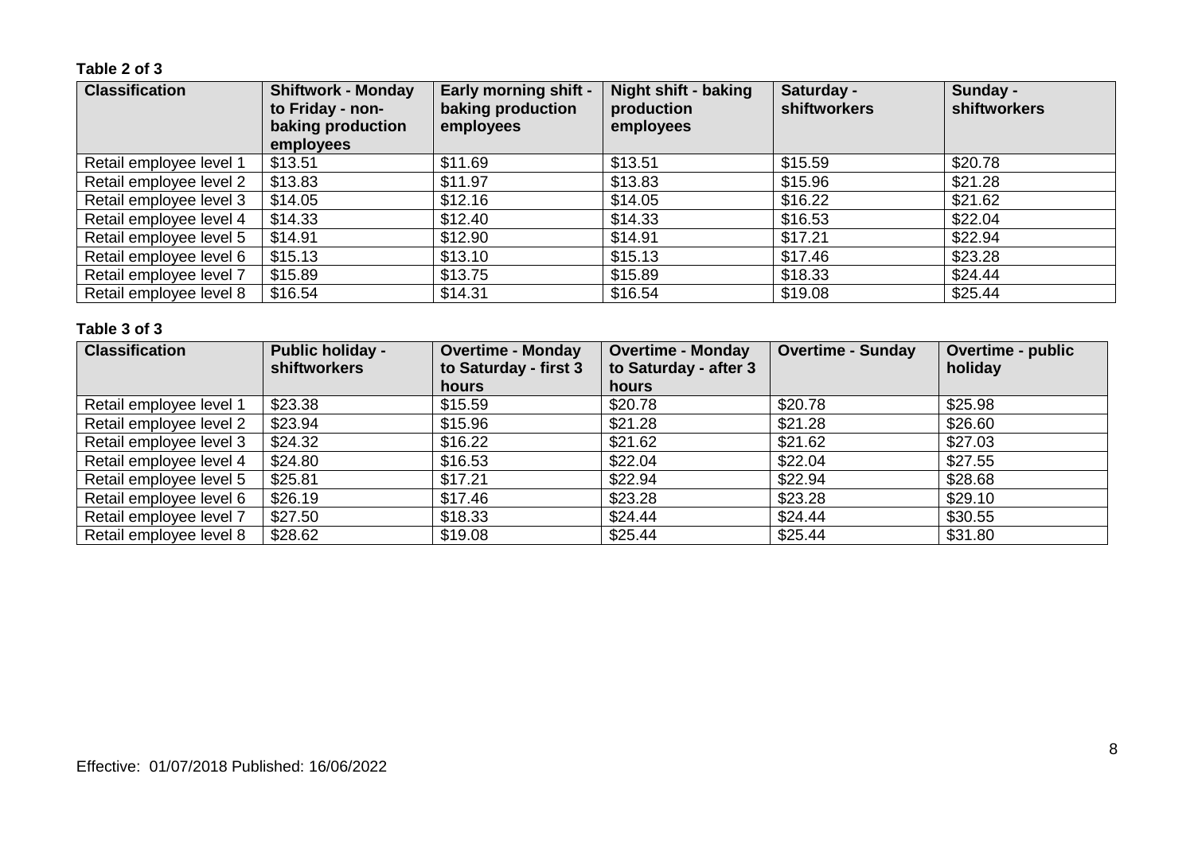**Table 2 of 3**

| Classification | Shiftwork - Monday to Friday - non-baking production employees | Early morning shift - baking production employees | Night shift - baking production employees | Saturday - shiftworkers | Sunday - shiftworkers |
|---|---|---|---|---|---|
| Retail employee level 1 | $13.51 | $11.69 | $13.51 | $15.59 | $20.78 |
| Retail employee level 2 | $13.83 | $11.97 | $13.83 | $15.96 | $21.28 |
| Retail employee level 3 | $14.05 | $12.16 | $14.05 | $16.22 | $21.62 |
| Retail employee level 4 | $14.33 | $12.40 | $14.33 | $16.53 | $22.04 |
| Retail employee level 5 | $14.91 | $12.90 | $14.91 | $17.21 | $22.94 |
| Retail employee level 6 | $15.13 | $13.10 | $15.13 | $17.46 | $23.28 |
| Retail employee level 7 | $15.89 | $13.75 | $15.89 | $18.33 | $24.44 |
| Retail employee level 8 | $16.54 | $14.31 | $16.54 | $19.08 | $25.44 |

**Table 3 of 3**

| Classification | Public holiday - shiftworkers | Overtime - Monday to Saturday - first 3 hours | Overtime - Monday to Saturday - after 3 hours | Overtime - Sunday | Overtime - public holiday |
|---|---|---|---|---|---|
| Retail employee level 1 | $23.38 | $15.59 | $20.78 | $20.78 | $25.98 |
| Retail employee level 2 | $23.94 | $15.96 | $21.28 | $21.28 | $26.60 |
| Retail employee level 3 | $24.32 | $16.22 | $21.62 | $21.62 | $27.03 |
| Retail employee level 4 | $24.80 | $16.53 | $22.04 | $22.04 | $27.55 |
| Retail employee level 5 | $25.81 | $17.21 | $22.94 | $22.94 | $28.68 |
| Retail employee level 6 | $26.19 | $17.46 | $23.28 | $23.28 | $29.10 |
| Retail employee level 7 | $27.50 | $18.33 | $24.44 | $24.44 | $30.55 |
| Retail employee level 8 | $28.62 | $19.08 | $25.44 | $25.44 | $31.80 |

Effective: 01/07/2018 Published: 16/06/2022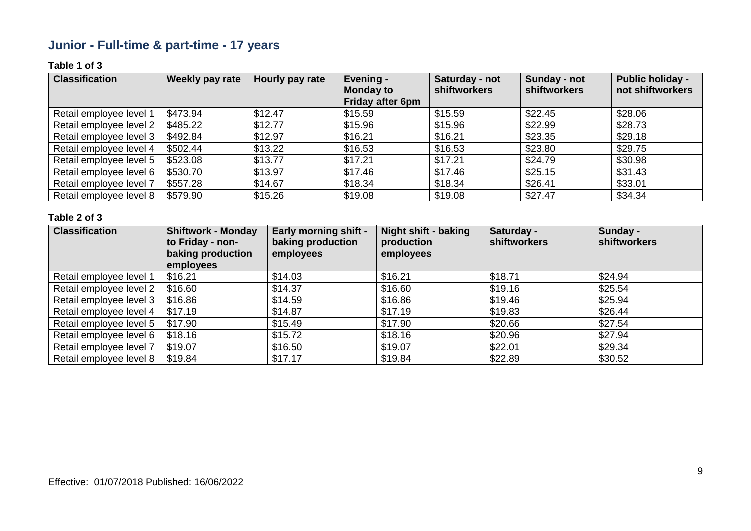## Junior - Full-time & part-time - 17 years

**Table 1 of 3**

| Classification | Weekly pay rate | Hourly pay rate | Evening - Monday to Friday after 6pm | Saturday - not shiftworkers | Sunday - not shiftworkers | Public holiday - not shiftworkers |
|---|---|---|---|---|---|---|
| Retail employee level 1 | $473.94 | $12.47 | $15.59 | $15.59 | $22.45 | $28.06 |
| Retail employee level 2 | $485.22 | $12.77 | $15.96 | $15.96 | $22.99 | $28.73 |
| Retail employee level 3 | $492.84 | $12.97 | $16.21 | $16.21 | $23.35 | $29.18 |
| Retail employee level 4 | $502.44 | $13.22 | $16.53 | $16.53 | $23.80 | $29.75 |
| Retail employee level 5 | $523.08 | $13.77 | $17.21 | $17.21 | $24.79 | $30.98 |
| Retail employee level 6 | $530.70 | $13.97 | $17.46 | $17.46 | $25.15 | $31.43 |
| Retail employee level 7 | $557.28 | $14.67 | $18.34 | $18.34 | $26.41 | $33.01 |
| Retail employee level 8 | $579.90 | $15.26 | $19.08 | $19.08 | $27.47 | $34.34 |

**Table 2 of 3**

| Classification | Shiftwork - Monday to Friday - non-baking production employees | Early morning shift - baking production employees | Night shift - baking production employees | Saturday - shiftworkers | Sunday - shiftworkers |
|---|---|---|---|---|---|
| Retail employee level 1 | $16.21 | $14.03 | $16.21 | $18.71 | $24.94 |
| Retail employee level 2 | $16.60 | $14.37 | $16.60 | $19.16 | $25.54 |
| Retail employee level 3 | $16.86 | $14.59 | $16.86 | $19.46 | $25.94 |
| Retail employee level 4 | $17.19 | $14.87 | $17.19 | $19.83 | $26.44 |
| Retail employee level 5 | $17.90 | $15.49 | $17.90 | $20.66 | $27.54 |
| Retail employee level 6 | $18.16 | $15.72 | $18.16 | $20.96 | $27.94 |
| Retail employee level 7 | $19.07 | $16.50 | $19.07 | $22.01 | $29.34 |
| Retail employee level 8 | $19.84 | $17.17 | $19.84 | $22.89 | $30.52 |

Effective: 01/07/2018 Published: 16/06/2022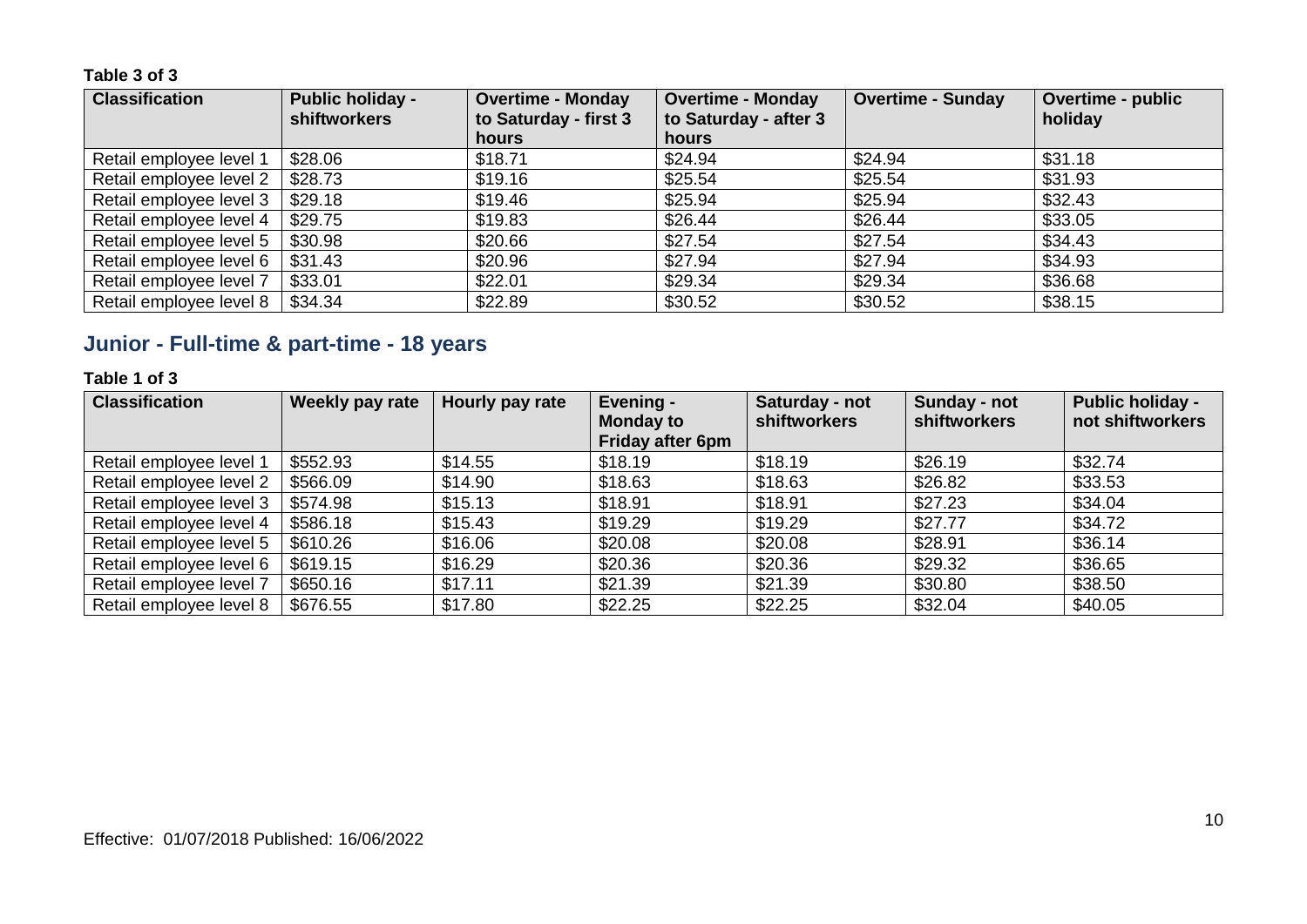**Table 3 of 3**

| Classification | Public holiday - shiftworkers | Overtime - Monday to Saturday - first 3 hours | Overtime - Monday to Saturday - after 3 hours | Overtime - Sunday | Overtime - public holiday |
|---|---|---|---|---|---|
| Retail employee level 1 | $28.06 | $18.71 | $24.94 | $24.94 | $31.18 |
| Retail employee level 2 | $28.73 | $19.16 | $25.54 | $25.54 | $31.93 |
| Retail employee level 3 | $29.18 | $19.46 | $25.94 | $25.94 | $32.43 |
| Retail employee level 4 | $29.75 | $19.83 | $26.44 | $26.44 | $33.05 |
| Retail employee level 5 | $30.98 | $20.66 | $27.54 | $27.54 | $34.43 |
| Retail employee level 6 | $31.43 | $20.96 | $27.94 | $27.94 | $34.93 |
| Retail employee level 7 | $33.01 | $22.01 | $29.34 | $29.34 | $36.68 |
| Retail employee level 8 | $34.34 | $22.89 | $30.52 | $30.52 | $38.15 |

## Junior - Full-time & part-time - 18 years

**Table 1 of 3**

| Classification | Weekly pay rate | Hourly pay rate | Evening - Monday to Friday after 6pm | Saturday - not shiftworkers | Sunday - not shiftworkers | Public holiday - not shiftworkers |
|---|---|---|---|---|---|---|
| Retail employee level 1 | $552.93 | $14.55 | $18.19 | $18.19 | $26.19 | $32.74 |
| Retail employee level 2 | $566.09 | $14.90 | $18.63 | $18.63 | $26.82 | $33.53 |
| Retail employee level 3 | $574.98 | $15.13 | $18.91 | $18.91 | $27.23 | $34.04 |
| Retail employee level 4 | $586.18 | $15.43 | $19.29 | $19.29 | $27.77 | $34.72 |
| Retail employee level 5 | $610.26 | $16.06 | $20.08 | $20.08 | $28.91 | $36.14 |
| Retail employee level 6 | $619.15 | $16.29 | $20.36 | $20.36 | $29.32 | $36.65 |
| Retail employee level 7 | $650.16 | $17.11 | $21.39 | $21.39 | $30.80 | $38.50 |
| Retail employee level 8 | $676.55 | $17.80 | $22.25 | $22.25 | $32.04 | $40.05 |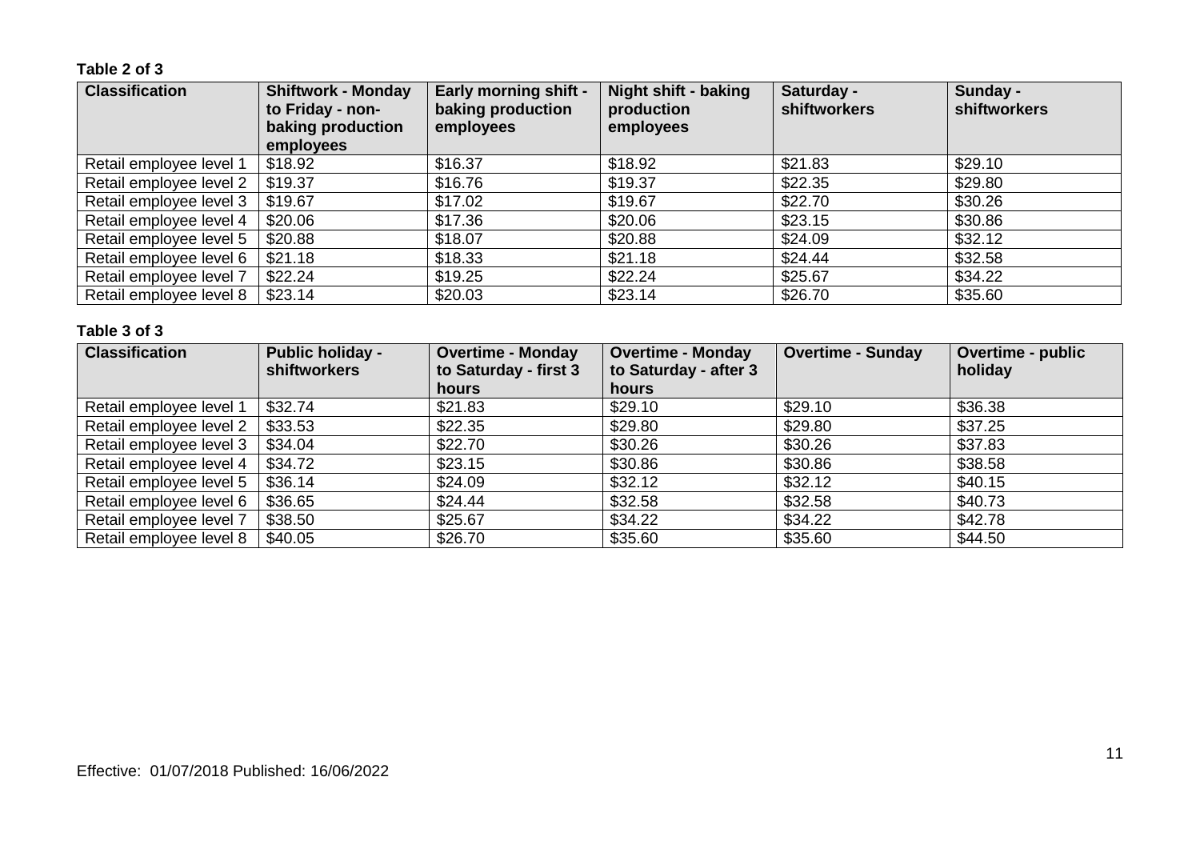**Table 2 of 3**

| Classification | Shiftwork - Monday to Friday - non-baking production employees | Early morning shift - baking production employees | Night shift - baking production employees | Saturday - shiftworkers | Sunday - shiftworkers |
|---|---|---|---|---|---|
| Retail employee level 1 | $18.92 | $16.37 | $18.92 | $21.83 | $29.10 |
| Retail employee level 2 | $19.37 | $16.76 | $19.37 | $22.35 | $29.80 |
| Retail employee level 3 | $19.67 | $17.02 | $19.67 | $22.70 | $30.26 |
| Retail employee level 4 | $20.06 | $17.36 | $20.06 | $23.15 | $30.86 |
| Retail employee level 5 | $20.88 | $18.07 | $20.88 | $24.09 | $32.12 |
| Retail employee level 6 | $21.18 | $18.33 | $21.18 | $24.44 | $32.58 |
| Retail employee level 7 | $22.24 | $19.25 | $22.24 | $25.67 | $34.22 |
| Retail employee level 8 | $23.14 | $20.03 | $23.14 | $26.70 | $35.60 |

**Table 3 of 3**

| Classification | Public holiday - shiftworkers | Overtime - Monday to Saturday - first 3 hours | Overtime - Monday to Saturday - after 3 hours | Overtime - Sunday | Overtime - public holiday |
|---|---|---|---|---|---|
| Retail employee level 1 | $32.74 | $21.83 | $29.10 | $29.10 | $36.38 |
| Retail employee level 2 | $33.53 | $22.35 | $29.80 | $29.80 | $37.25 |
| Retail employee level 3 | $34.04 | $22.70 | $30.26 | $30.26 | $37.83 |
| Retail employee level 4 | $34.72 | $23.15 | $30.86 | $30.86 | $38.58 |
| Retail employee level 5 | $36.14 | $24.09 | $32.12 | $32.12 | $40.15 |
| Retail employee level 6 | $36.65 | $24.44 | $32.58 | $32.58 | $40.73 |
| Retail employee level 7 | $38.50 | $25.67 | $34.22 | $34.22 | $42.78 |
| Retail employee level 8 | $40.05 | $26.70 | $35.60 | $35.60 | $44.50 |

Effective: 01/07/2018 Published: 16/06/2022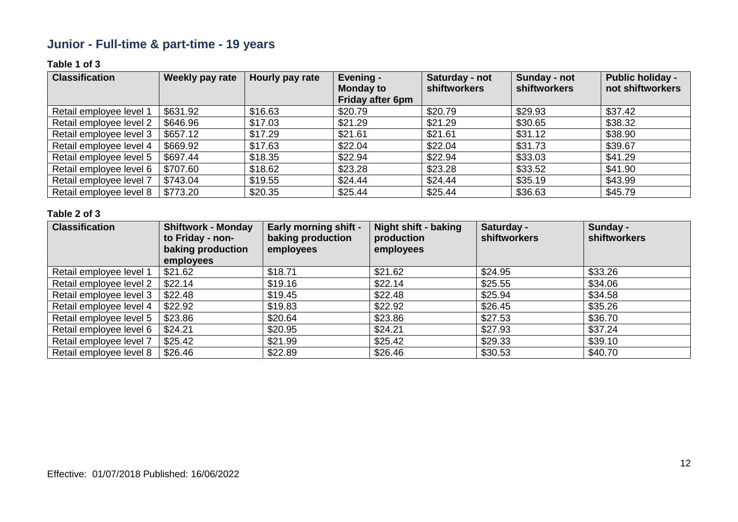## Junior - Full-time & part-time - 19 years

**Table 1 of 3**

| Classification | Weekly pay rate | Hourly pay rate | Evening - Monday to Friday after 6pm | Saturday - not shiftworkers | Sunday - not shiftworkers | Public holiday - not shiftworkers |
|---|---|---|---|---|---|---|
| Retail employee level 1 | $631.92 | $16.63 | $20.79 | $20.79 | $29.93 | $37.42 |
| Retail employee level 2 | $646.96 | $17.03 | $21.29 | $21.29 | $30.65 | $38.32 |
| Retail employee level 3 | $657.12 | $17.29 | $21.61 | $21.61 | $31.12 | $38.90 |
| Retail employee level 4 | $669.92 | $17.63 | $22.04 | $22.04 | $31.73 | $39.67 |
| Retail employee level 5 | $697.44 | $18.35 | $22.94 | $22.94 | $33.03 | $41.29 |
| Retail employee level 6 | $707.60 | $18.62 | $23.28 | $23.28 | $33.52 | $41.90 |
| Retail employee level 7 | $743.04 | $19.55 | $24.44 | $24.44 | $35.19 | $43.99 |
| Retail employee level 8 | $773.20 | $20.35 | $25.44 | $25.44 | $36.63 | $45.79 |

**Table 2 of 3**

| Classification | Shiftwork - Monday to Friday - non-baking production employees | Early morning shift - baking production employees | Night shift - baking production employees | Saturday - shiftworkers | Sunday - shiftworkers |
|---|---|---|---|---|---|
| Retail employee level 1 | $21.62 | $18.71 | $21.62 | $24.95 | $33.26 |
| Retail employee level 2 | $22.14 | $19.16 | $22.14 | $25.55 | $34.06 |
| Retail employee level 3 | $22.48 | $19.45 | $22.48 | $25.94 | $34.58 |
| Retail employee level 4 | $22.92 | $19.83 | $22.92 | $26.45 | $35.26 |
| Retail employee level 5 | $23.86 | $20.64 | $23.86 | $27.53 | $36.70 |
| Retail employee level 6 | $24.21 | $20.95 | $24.21 | $27.93 | $37.24 |
| Retail employee level 7 | $25.42 | $21.99 | $25.42 | $29.33 | $39.10 |
| Retail employee level 8 | $26.46 | $22.89 | $26.46 | $30.53 | $40.70 |

Effective: 01/07/2018 Published: 16/06/2022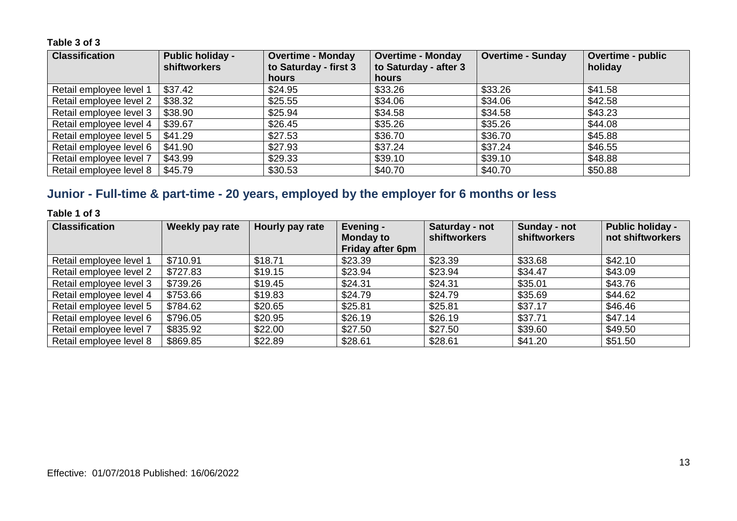**Table 3 of 3**

| Classification | Public holiday - shiftworkers | Overtime - Monday to Saturday - first 3 hours | Overtime - Monday to Saturday - after 3 hours | Overtime - Sunday | Overtime - public holiday |
|---|---|---|---|---|---|
| Retail employee level 1 | $37.42 | $24.95 | $33.26 | $33.26 | $41.58 |
| Retail employee level 2 | $38.32 | $25.55 | $34.06 | $34.06 | $42.58 |
| Retail employee level 3 | $38.90 | $25.94 | $34.58 | $34.58 | $43.23 |
| Retail employee level 4 | $39.67 | $26.45 | $35.26 | $35.26 | $44.08 |
| Retail employee level 5 | $41.29 | $27.53 | $36.70 | $36.70 | $45.88 |
| Retail employee level 6 | $41.90 | $27.93 | $37.24 | $37.24 | $46.55 |
| Retail employee level 7 | $43.99 | $29.33 | $39.10 | $39.10 | $48.88 |
| Retail employee level 8 | $45.79 | $30.53 | $40.70 | $40.70 | $50.88 |

## Junior - Full-time & part-time - 20 years, employed by the employer for 6 months or less

**Table 1 of 3**

| Classification | Weekly pay rate | Hourly pay rate | Evening - Monday to Friday after 6pm | Saturday - not shiftworkers | Sunday - not shiftworkers | Public holiday - not shiftworkers |
|---|---|---|---|---|---|---|
| Retail employee level 1 | $710.91 | $18.71 | $23.39 | $23.39 | $33.68 | $42.10 |
| Retail employee level 2 | $727.83 | $19.15 | $23.94 | $23.94 | $34.47 | $43.09 |
| Retail employee level 3 | $739.26 | $19.45 | $24.31 | $24.31 | $35.01 | $43.76 |
| Retail employee level 4 | $753.66 | $19.83 | $24.79 | $24.79 | $35.69 | $44.62 |
| Retail employee level 5 | $784.62 | $20.65 | $25.81 | $25.81 | $37.17 | $46.46 |
| Retail employee level 6 | $796.05 | $20.95 | $26.19 | $26.19 | $37.71 | $47.14 |
| Retail employee level 7 | $835.92 | $22.00 | $27.50 | $27.50 | $39.60 | $49.50 |
| Retail employee level 8 | $869.85 | $22.89 | $28.61 | $28.61 | $41.20 | $51.50 |

Effective: 01/07/2018 Published: 16/06/2022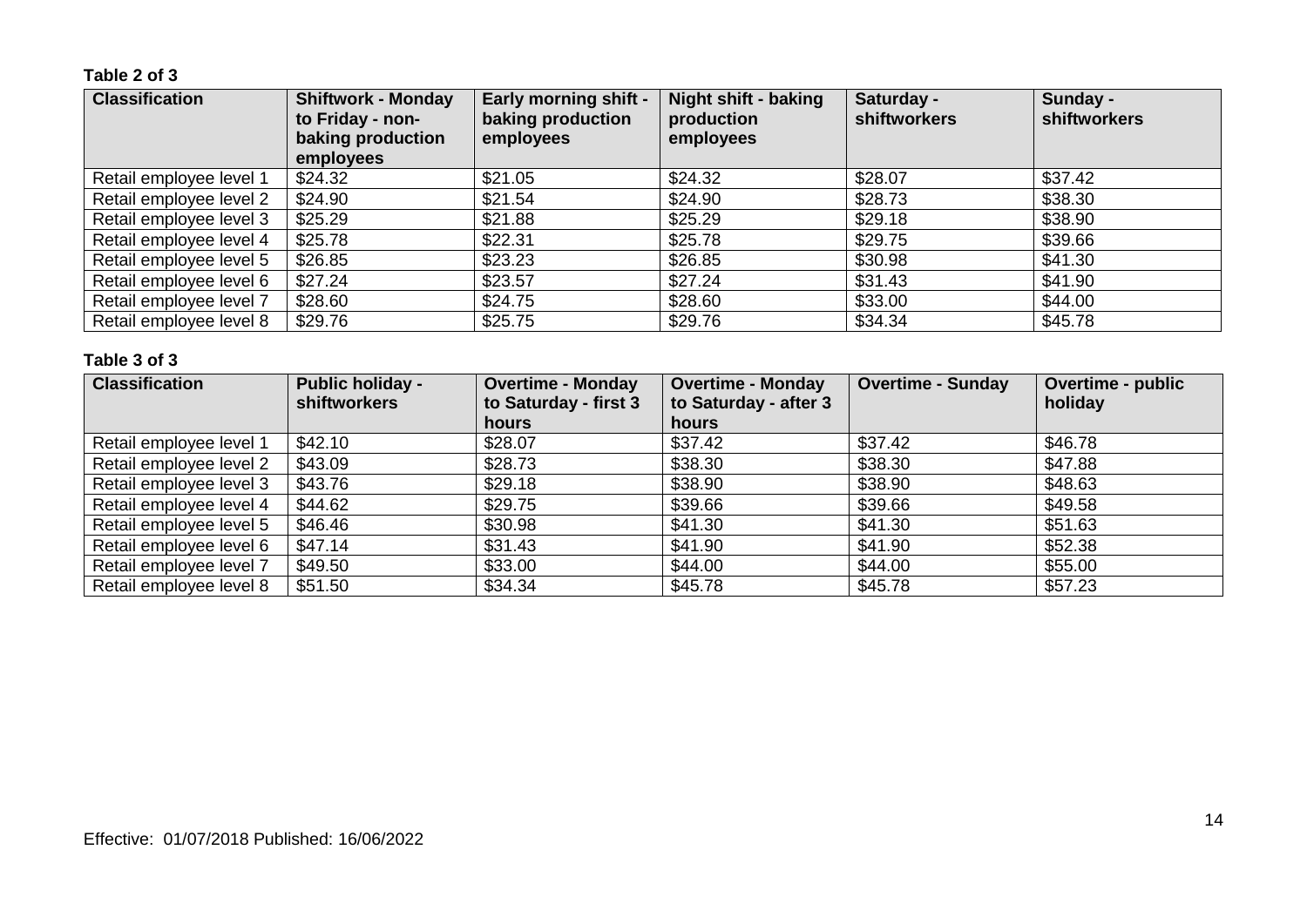**Table 2 of 3**

| Classification | Shiftwork - Monday to Friday - non-baking production employees | Early morning shift - baking production employees | Night shift - baking production employees | Saturday - shiftworkers | Sunday - shiftworkers |
|---|---|---|---|---|---|
| Retail employee level 1 | $24.32 | $21.05 | $24.32 | $28.07 | $37.42 |
| Retail employee level 2 | $24.90 | $21.54 | $24.90 | $28.73 | $38.30 |
| Retail employee level 3 | $25.29 | $21.88 | $25.29 | $29.18 | $38.90 |
| Retail employee level 4 | $25.78 | $22.31 | $25.78 | $29.75 | $39.66 |
| Retail employee level 5 | $26.85 | $23.23 | $26.85 | $30.98 | $41.30 |
| Retail employee level 6 | $27.24 | $23.57 | $27.24 | $31.43 | $41.90 |
| Retail employee level 7 | $28.60 | $24.75 | $28.60 | $33.00 | $44.00 |
| Retail employee level 8 | $29.76 | $25.75 | $29.76 | $34.34 | $45.78 |

**Table 3 of 3**

| Classification | Public holiday - shiftworkers | Overtime - Monday to Saturday - first 3 hours | Overtime - Monday to Saturday - after 3 hours | Overtime - Sunday | Overtime - public holiday |
|---|---|---|---|---|---|
| Retail employee level 1 | $42.10 | $28.07 | $37.42 | $37.42 | $46.78 |
| Retail employee level 2 | $43.09 | $28.73 | $38.30 | $38.30 | $47.88 |
| Retail employee level 3 | $43.76 | $29.18 | $38.90 | $38.90 | $48.63 |
| Retail employee level 4 | $44.62 | $29.75 | $39.66 | $39.66 | $49.58 |
| Retail employee level 5 | $46.46 | $30.98 | $41.30 | $41.30 | $51.63 |
| Retail employee level 6 | $47.14 | $31.43 | $41.90 | $41.90 | $52.38 |
| Retail employee level 7 | $49.50 | $33.00 | $44.00 | $44.00 | $55.00 |
| Retail employee level 8 | $51.50 | $34.34 | $45.78 | $45.78 | $57.23 |

Effective: 01/07/2018 Published: 16/06/2022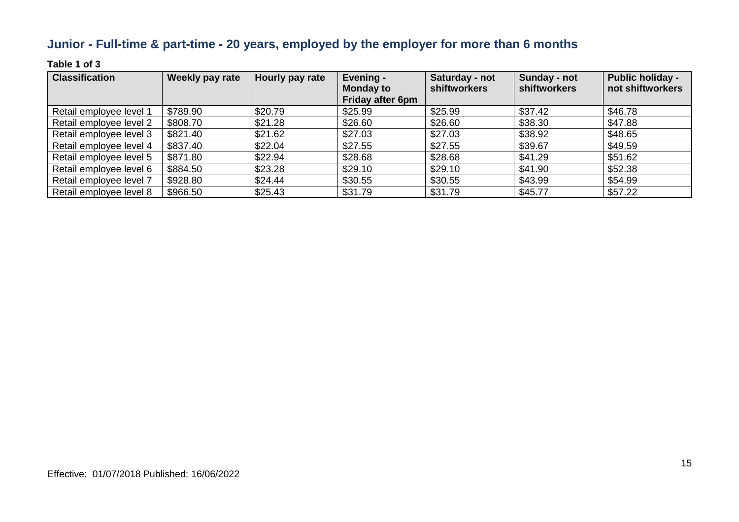## Junior - Full-time & part-time - 20 years, employed by the employer for more than 6 months

**Table 1 of 3**

| Classification | Weekly pay rate | Hourly pay rate | Evening - Monday to Friday after 6pm | Saturday - not shiftworkers | Sunday - not shiftworkers | Public holiday - not shiftworkers |
|---|---|---|---|---|---|---|
| Retail employee level 1 | $789.90 | $20.79 | $25.99 | $25.99 | $37.42 | $46.78 |
| Retail employee level 2 | $808.70 | $21.28 | $26.60 | $26.60 | $38.30 | $47.88 |
| Retail employee level 3 | $821.40 | $21.62 | $27.03 | $27.03 | $38.92 | $48.65 |
| Retail employee level 4 | $837.40 | $22.04 | $27.55 | $27.55 | $39.67 | $49.59 |
| Retail employee level 5 | $871.80 | $22.94 | $28.68 | $28.68 | $41.29 | $51.62 |
| Retail employee level 6 | $884.50 | $23.28 | $29.10 | $29.10 | $41.90 | $52.38 |
| Retail employee level 7 | $928.80 | $24.44 | $30.55 | $30.55 | $43.99 | $54.99 |
| Retail employee level 8 | $966.50 | $25.43 | $31.79 | $31.79 | $45.77 | $57.22 |

Effective: 01/07/2018 Published: 16/06/2022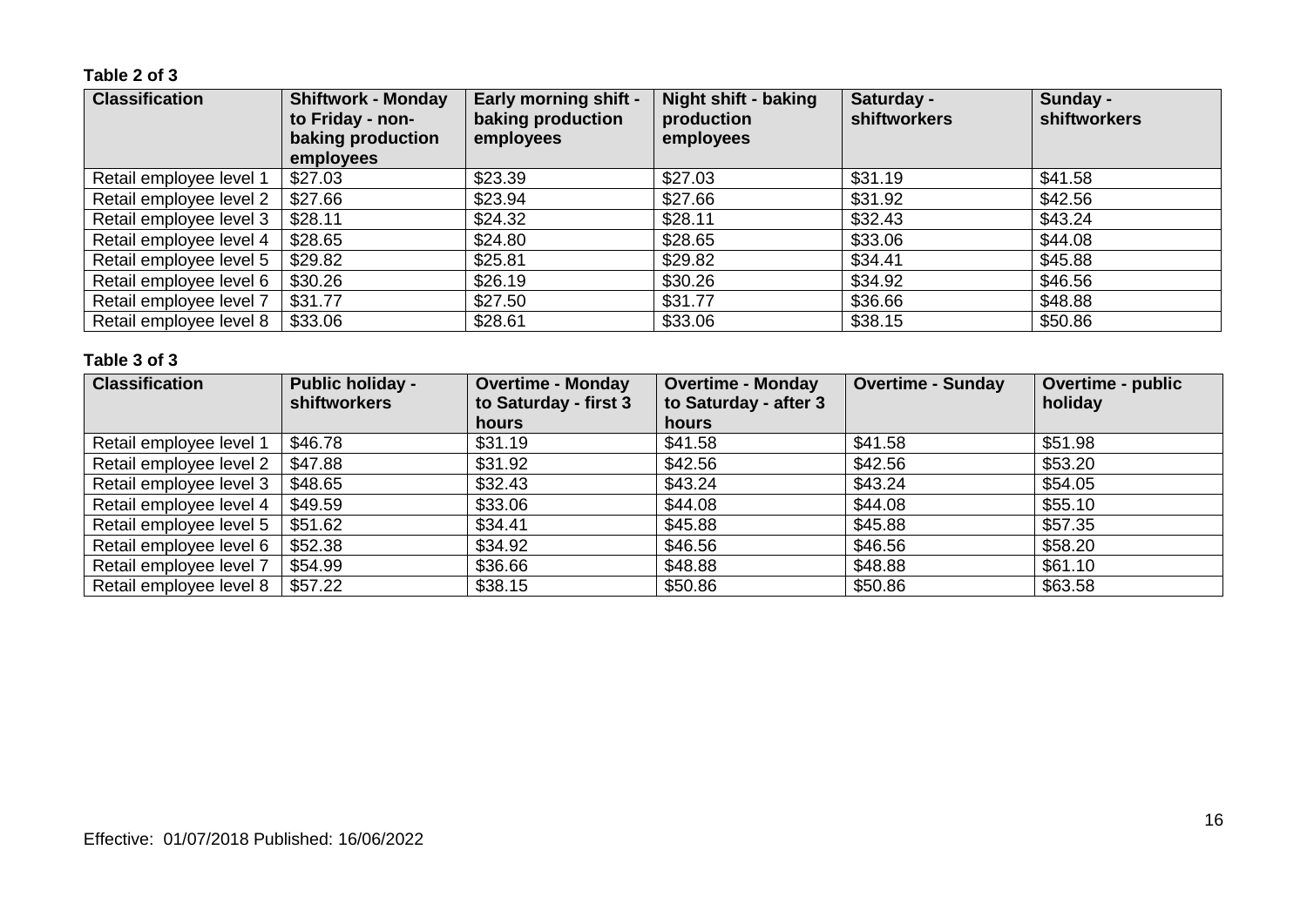**Table 2 of 3**

| Classification | Shiftwork - Monday to Friday - non-baking production employees | Early morning shift - baking production employees | Night shift - baking production employees | Saturday - shiftworkers | Sunday - shiftworkers |
|---|---|---|---|---|---|
| Retail employee level 1 | $27.03 | $23.39 | $27.03 | $31.19 | $41.58 |
| Retail employee level 2 | $27.66 | $23.94 | $27.66 | $31.92 | $42.56 |
| Retail employee level 3 | $28.11 | $24.32 | $28.11 | $32.43 | $43.24 |
| Retail employee level 4 | $28.65 | $24.80 | $28.65 | $33.06 | $44.08 |
| Retail employee level 5 | $29.82 | $25.81 | $29.82 | $34.41 | $45.88 |
| Retail employee level 6 | $30.26 | $26.19 | $30.26 | $34.92 | $46.56 |
| Retail employee level 7 | $31.77 | $27.50 | $31.77 | $36.66 | $48.88 |
| Retail employee level 8 | $33.06 | $28.61 | $33.06 | $38.15 | $50.86 |

**Table 3 of 3**

| Classification | Public holiday - shiftworkers | Overtime - Monday to Saturday - first 3 hours | Overtime - Monday to Saturday - after 3 hours | Overtime - Sunday | Overtime - public holiday |
|---|---|---|---|---|---|
| Retail employee level 1 | $46.78 | $31.19 | $41.58 | $41.58 | $51.98 |
| Retail employee level 2 | $47.88 | $31.92 | $42.56 | $42.56 | $53.20 |
| Retail employee level 3 | $48.65 | $32.43 | $43.24 | $43.24 | $54.05 |
| Retail employee level 4 | $49.59 | $33.06 | $44.08 | $44.08 | $55.10 |
| Retail employee level 5 | $51.62 | $34.41 | $45.88 | $45.88 | $57.35 |
| Retail employee level 6 | $52.38 | $34.92 | $46.56 | $46.56 | $58.20 |
| Retail employee level 7 | $54.99 | $36.66 | $48.88 | $48.88 | $61.10 |
| Retail employee level 8 | $57.22 | $38.15 | $50.86 | $50.86 | $63.58 |

Effective: 01/07/2018 Published: 16/06/2022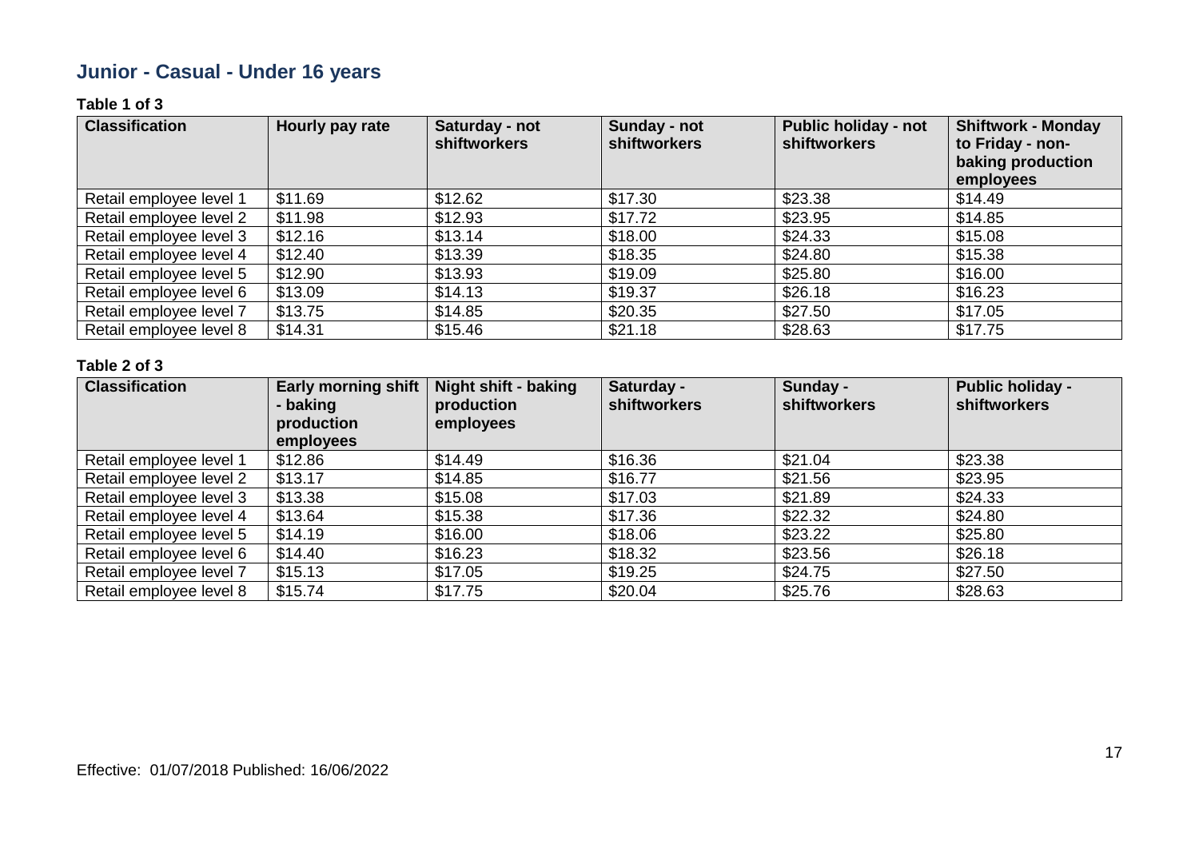## Junior - Casual - Under 16 years

**Table 1 of 3**

| Classification | Hourly pay rate | Saturday - not shiftworkers | Sunday - not shiftworkers | Public holiday - not shiftworkers | Shiftwork - Monday to Friday - non-baking production employees |
|---|---|---|---|---|---|
| Retail employee level 1 | $11.69 | $12.62 | $17.30 | $23.38 | $14.49 |
| Retail employee level 2 | $11.98 | $12.93 | $17.72 | $23.95 | $14.85 |
| Retail employee level 3 | $12.16 | $13.14 | $18.00 | $24.33 | $15.08 |
| Retail employee level 4 | $12.40 | $13.39 | $18.35 | $24.80 | $15.38 |
| Retail employee level 5 | $12.90 | $13.93 | $19.09 | $25.80 | $16.00 |
| Retail employee level 6 | $13.09 | $14.13 | $19.37 | $26.18 | $16.23 |
| Retail employee level 7 | $13.75 | $14.85 | $20.35 | $27.50 | $17.05 |
| Retail employee level 8 | $14.31 | $15.46 | $21.18 | $28.63 | $17.75 |

**Table 2 of 3**

| Classification | Early morning shift - baking production employees | Night shift - baking production employees | Saturday - shiftworkers | Sunday - shiftworkers | Public holiday - shiftworkers |
|---|---|---|---|---|---|
| Retail employee level 1 | $12.86 | $14.49 | $16.36 | $21.04 | $23.38 |
| Retail employee level 2 | $13.17 | $14.85 | $16.77 | $21.56 | $23.95 |
| Retail employee level 3 | $13.38 | $15.08 | $17.03 | $21.89 | $24.33 |
| Retail employee level 4 | $13.64 | $15.38 | $17.36 | $22.32 | $24.80 |
| Retail employee level 5 | $14.19 | $16.00 | $18.06 | $23.22 | $25.80 |
| Retail employee level 6 | $14.40 | $16.23 | $18.32 | $23.56 | $26.18 |
| Retail employee level 7 | $15.13 | $17.05 | $19.25 | $24.75 | $27.50 |
| Retail employee level 8 | $15.74 | $17.75 | $20.04 | $25.76 | $28.63 |

Effective: 01/07/2018 Published: 16/06/2022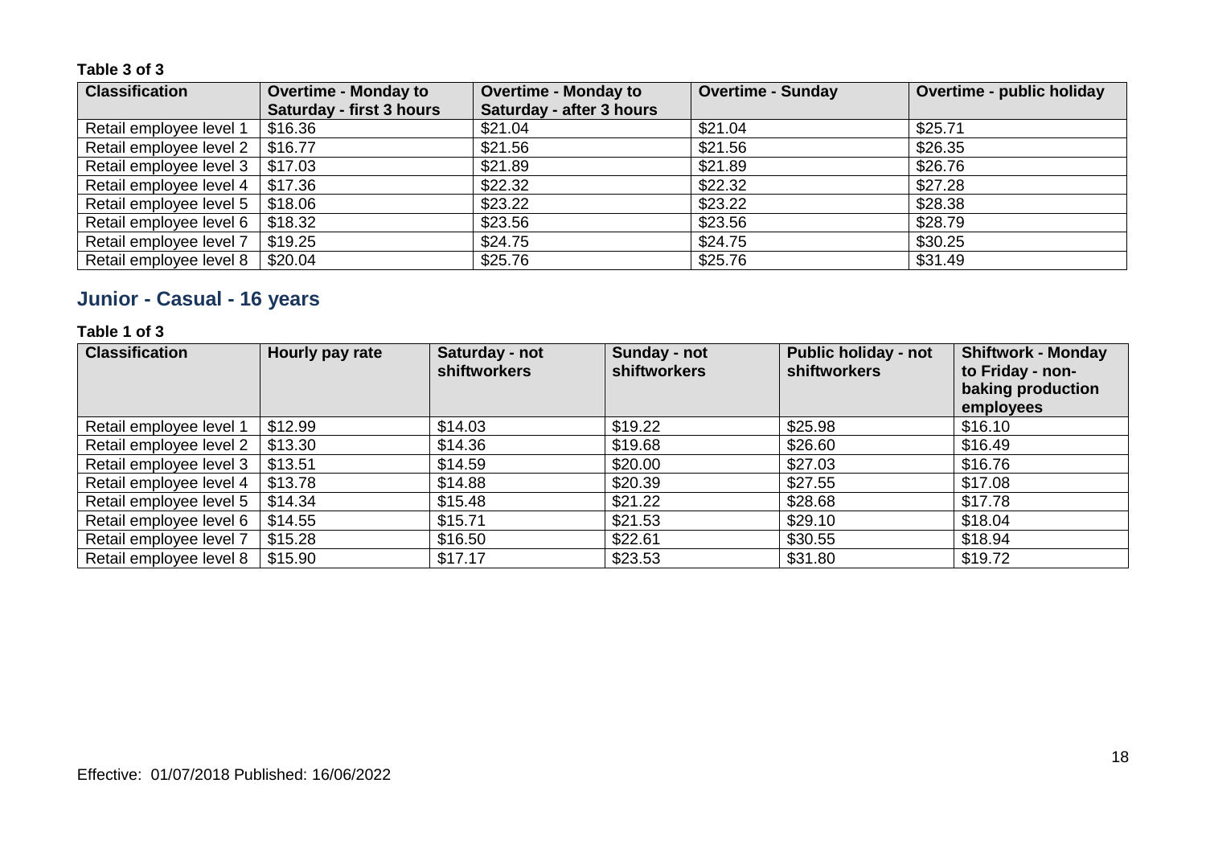**Table 3 of 3**

| Classification | Overtime - Monday to Saturday - first 3 hours | Overtime - Monday to Saturday - after 3 hours | Overtime - Sunday | Overtime - public holiday |
|---|---|---|---|---|
| Retail employee level 1 | $16.36 | $21.04 | $21.04 | $25.71 |
| Retail employee level 2 | $16.77 | $21.56 | $21.56 | $26.35 |
| Retail employee level 3 | $17.03 | $21.89 | $21.89 | $26.76 |
| Retail employee level 4 | $17.36 | $22.32 | $22.32 | $27.28 |
| Retail employee level 5 | $18.06 | $23.22 | $23.22 | $28.38 |
| Retail employee level 6 | $18.32 | $23.56 | $23.56 | $28.79 |
| Retail employee level 7 | $19.25 | $24.75 | $24.75 | $30.25 |
| Retail employee level 8 | $20.04 | $25.76 | $25.76 | $31.49 |

## Junior - Casual - 16 years

**Table 1 of 3**

| Classification | Hourly pay rate | Saturday - not shiftworkers | Sunday - not shiftworkers | Public holiday - not shiftworkers | Shiftwork - Monday to Friday - non-baking production employees |
|---|---|---|---|---|---|
| Retail employee level 1 | $12.99 | $14.03 | $19.22 | $25.98 | $16.10 |
| Retail employee level 2 | $13.30 | $14.36 | $19.68 | $26.60 | $16.49 |
| Retail employee level 3 | $13.51 | $14.59 | $20.00 | $27.03 | $16.76 |
| Retail employee level 4 | $13.78 | $14.88 | $20.39 | $27.55 | $17.08 |
| Retail employee level 5 | $14.34 | $15.48 | $21.22 | $28.68 | $17.78 |
| Retail employee level 6 | $14.55 | $15.71 | $21.53 | $29.10 | $18.04 |
| Retail employee level 7 | $15.28 | $16.50 | $22.61 | $30.55 | $18.94 |
| Retail employee level 8 | $15.90 | $17.17 | $23.53 | $31.80 | $19.72 |

Effective: 01/07/2018 Published: 16/06/2022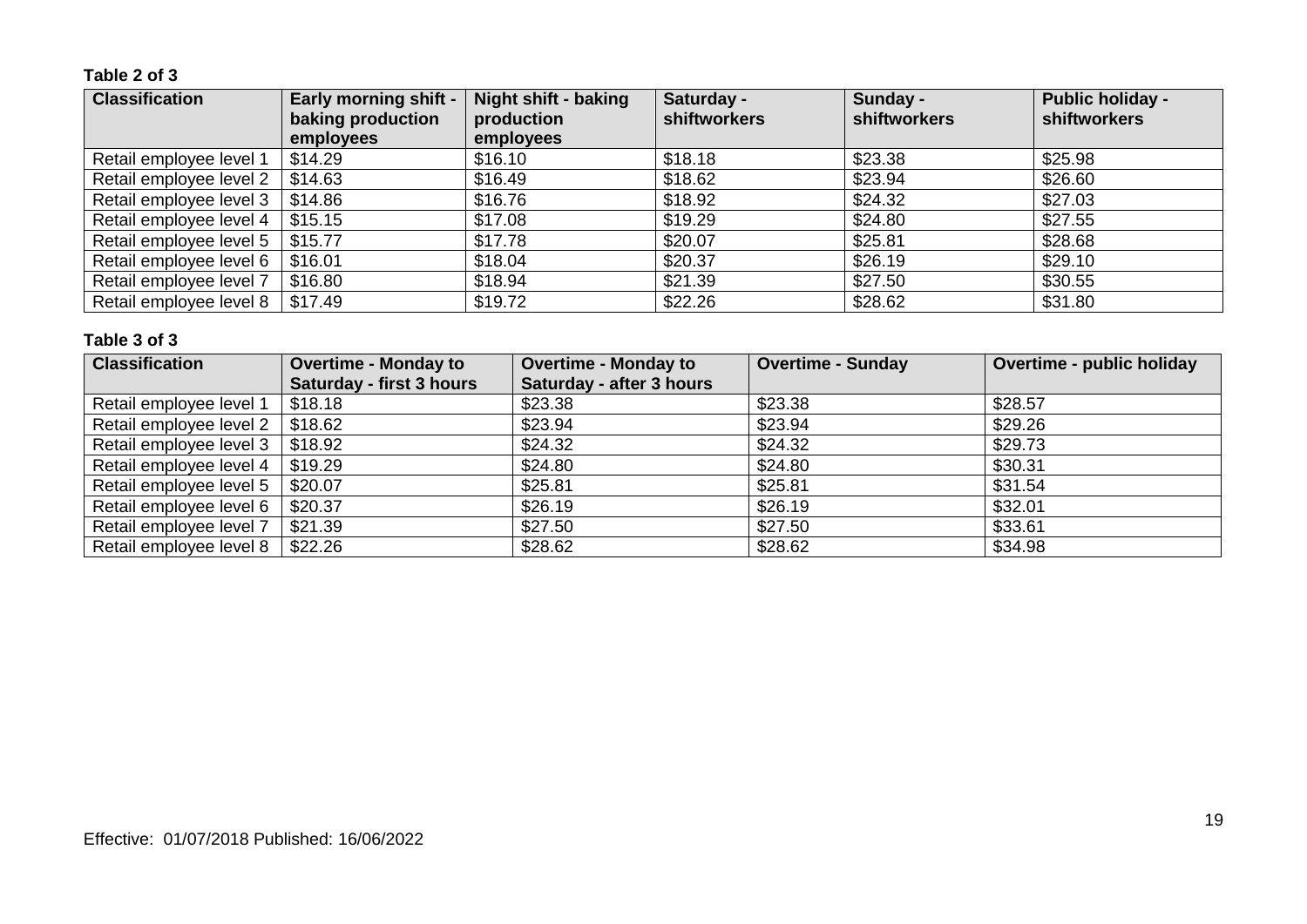**Table 2 of 3**

| Classification | Early morning shift - baking production employees | Night shift - baking production employees | Saturday - shiftworkers | Sunday - shiftworkers | Public holiday - shiftworkers |
|---|---|---|---|---|---|
| Retail employee level 1 | $14.29 | $16.10 | $18.18 | $23.38 | $25.98 |
| Retail employee level 2 | $14.63 | $16.49 | $18.62 | $23.94 | $26.60 |
| Retail employee level 3 | $14.86 | $16.76 | $18.92 | $24.32 | $27.03 |
| Retail employee level 4 | $15.15 | $17.08 | $19.29 | $24.80 | $27.55 |
| Retail employee level 5 | $15.77 | $17.78 | $20.07 | $25.81 | $28.68 |
| Retail employee level 6 | $16.01 | $18.04 | $20.37 | $26.19 | $29.10 |
| Retail employee level 7 | $16.80 | $18.94 | $21.39 | $27.50 | $30.55 |
| Retail employee level 8 | $17.49 | $19.72 | $22.26 | $28.62 | $31.80 |

**Table 3 of 3**

| Classification | Overtime - Monday to Saturday - first 3 hours | Overtime - Monday to Saturday - after 3 hours | Overtime - Sunday | Overtime - public holiday |
|---|---|---|---|---|
| Retail employee level 1 | $18.18 | $23.38 | $23.38 | $28.57 |
| Retail employee level 2 | $18.62 | $23.94 | $23.94 | $29.26 |
| Retail employee level 3 | $18.92 | $24.32 | $24.32 | $29.73 |
| Retail employee level 4 | $19.29 | $24.80 | $24.80 | $30.31 |
| Retail employee level 5 | $20.07 | $25.81 | $25.81 | $31.54 |
| Retail employee level 6 | $20.37 | $26.19 | $26.19 | $32.01 |
| Retail employee level 7 | $21.39 | $27.50 | $27.50 | $33.61 |
| Retail employee level 8 | $22.26 | $28.62 | $28.62 | $34.98 |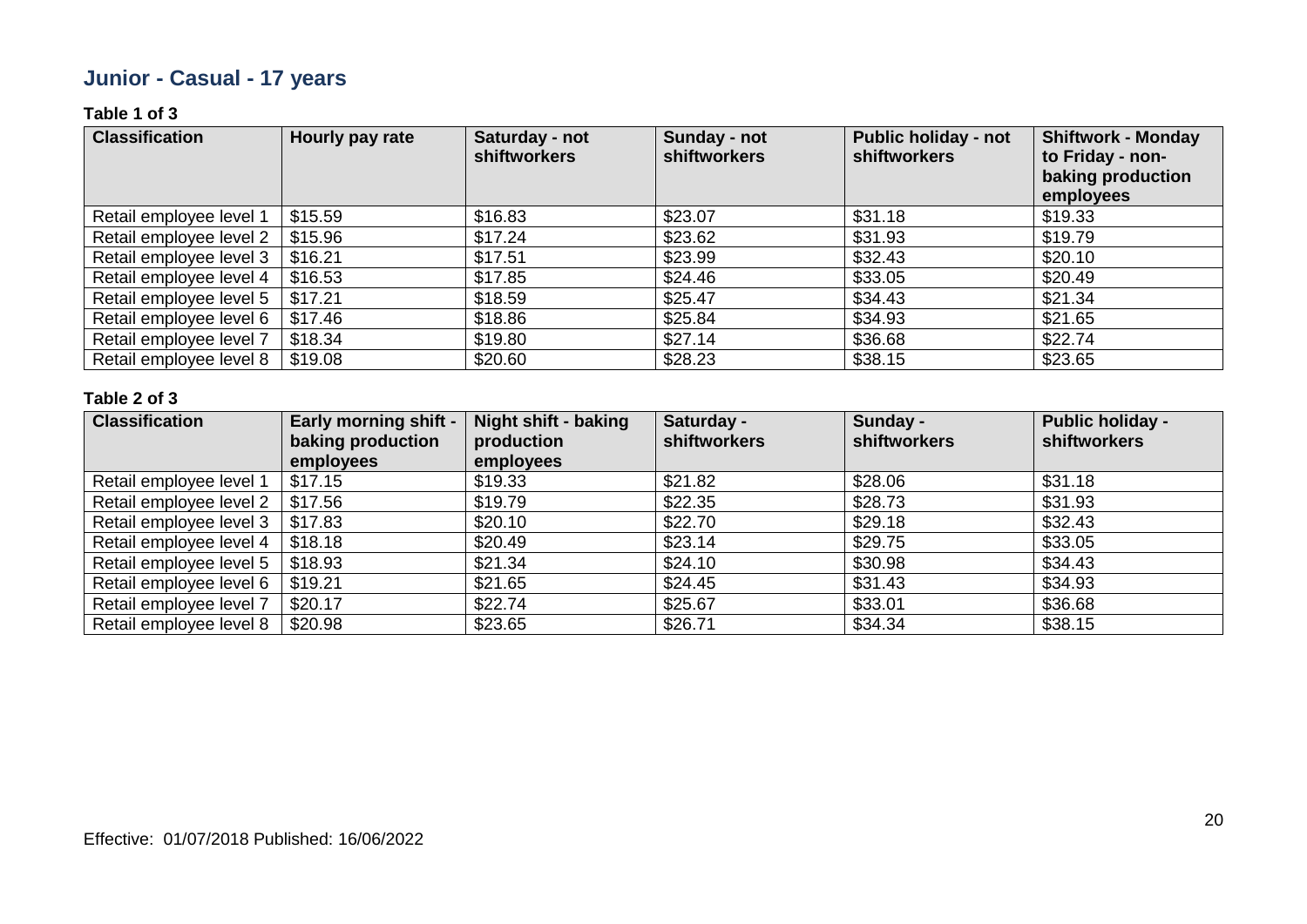## Junior - Casual - 17 years

**Table 1 of 3**

| Classification | Hourly pay rate | Saturday - not shiftworkers | Sunday - not shiftworkers | Public holiday - not shiftworkers | Shiftwork - Monday to Friday - non-baking production employees |
|---|---|---|---|---|---|
| Retail employee level 1 | $15.59 | $16.83 | $23.07 | $31.18 | $19.33 |
| Retail employee level 2 | $15.96 | $17.24 | $23.62 | $31.93 | $19.79 |
| Retail employee level 3 | $16.21 | $17.51 | $23.99 | $32.43 | $20.10 |
| Retail employee level 4 | $16.53 | $17.85 | $24.46 | $33.05 | $20.49 |
| Retail employee level 5 | $17.21 | $18.59 | $25.47 | $34.43 | $21.34 |
| Retail employee level 6 | $17.46 | $18.86 | $25.84 | $34.93 | $21.65 |
| Retail employee level 7 | $18.34 | $19.80 | $27.14 | $36.68 | $22.74 |
| Retail employee level 8 | $19.08 | $20.60 | $28.23 | $38.15 | $23.65 |

**Table 2 of 3**

| Classification | Early morning shift - baking production employees | Night shift - baking production employees | Saturday - shiftworkers | Sunday - shiftworkers | Public holiday - shiftworkers |
|---|---|---|---|---|---|
| Retail employee level 1 | $17.15 | $19.33 | $21.82 | $28.06 | $31.18 |
| Retail employee level 2 | $17.56 | $19.79 | $22.35 | $28.73 | $31.93 |
| Retail employee level 3 | $17.83 | $20.10 | $22.70 | $29.18 | $32.43 |
| Retail employee level 4 | $18.18 | $20.49 | $23.14 | $29.75 | $33.05 |
| Retail employee level 5 | $18.93 | $21.34 | $24.10 | $30.98 | $34.43 |
| Retail employee level 6 | $19.21 | $21.65 | $24.45 | $31.43 | $34.93 |
| Retail employee level 7 | $20.17 | $22.74 | $25.67 | $33.01 | $36.68 |
| Retail employee level 8 | $20.98 | $23.65 | $26.71 | $34.34 | $38.15 |

Effective: 01/07/2018 Published: 16/06/2022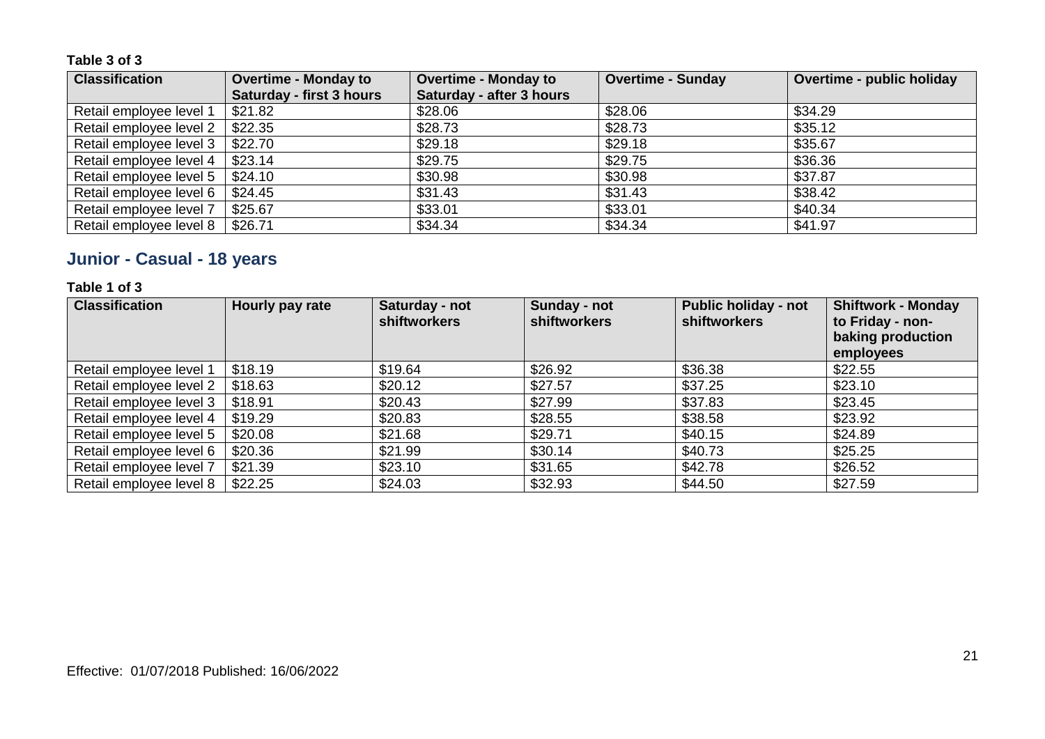**Table 3 of 3**

| Classification | Overtime - Monday to Saturday - first 3 hours | Overtime - Monday to Saturday - after 3 hours | Overtime - Sunday | Overtime - public holiday |
|---|---|---|---|---|
| Retail employee level 1 | $21.82 | $28.06 | $28.06 | $34.29 |
| Retail employee level 2 | $22.35 | $28.73 | $28.73 | $35.12 |
| Retail employee level 3 | $22.70 | $29.18 | $29.18 | $35.67 |
| Retail employee level 4 | $23.14 | $29.75 | $29.75 | $36.36 |
| Retail employee level 5 | $24.10 | $30.98 | $30.98 | $37.87 |
| Retail employee level 6 | $24.45 | $31.43 | $31.43 | $38.42 |
| Retail employee level 7 | $25.67 | $33.01 | $33.01 | $40.34 |
| Retail employee level 8 | $26.71 | $34.34 | $34.34 | $41.97 |

## Junior - Casual - 18 years

**Table 1 of 3**

| Classification | Hourly pay rate | Saturday - not shiftworkers | Sunday - not shiftworkers | Public holiday - not shiftworkers | Shiftwork - Monday to Friday - non-baking production employees |
|---|---|---|---|---|---|
| Retail employee level 1 | $18.19 | $19.64 | $26.92 | $36.38 | $22.55 |
| Retail employee level 2 | $18.63 | $20.12 | $27.57 | $37.25 | $23.10 |
| Retail employee level 3 | $18.91 | $20.43 | $27.99 | $37.83 | $23.45 |
| Retail employee level 4 | $19.29 | $20.83 | $28.55 | $38.58 | $23.92 |
| Retail employee level 5 | $20.08 | $21.68 | $29.71 | $40.15 | $24.89 |
| Retail employee level 6 | $20.36 | $21.99 | $30.14 | $40.73 | $25.25 |
| Retail employee level 7 | $21.39 | $23.10 | $31.65 | $42.78 | $26.52 |
| Retail employee level 8 | $22.25 | $24.03 | $32.93 | $44.50 | $27.59 |

Effective: 01/07/2018 Published: 16/06/2022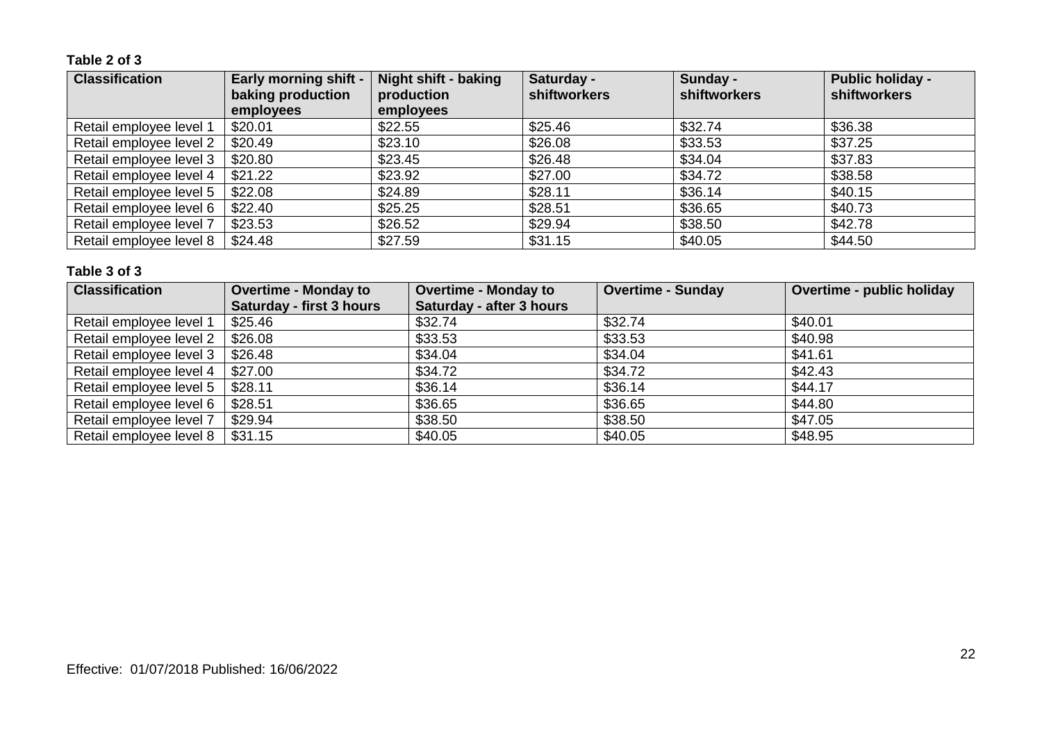**Table 2 of 3**

| Classification | Early morning shift - baking production employees | Night shift - baking production employees | Saturday - shiftworkers | Sunday - shiftworkers | Public holiday - shiftworkers |
|---|---|---|---|---|---|
| Retail employee level 1 | $20.01 | $22.55 | $25.46 | $32.74 | $36.38 |
| Retail employee level 2 | $20.49 | $23.10 | $26.08 | $33.53 | $37.25 |
| Retail employee level 3 | $20.80 | $23.45 | $26.48 | $34.04 | $37.83 |
| Retail employee level 4 | $21.22 | $23.92 | $27.00 | $34.72 | $38.58 |
| Retail employee level 5 | $22.08 | $24.89 | $28.11 | $36.14 | $40.15 |
| Retail employee level 6 | $22.40 | $25.25 | $28.51 | $36.65 | $40.73 |
| Retail employee level 7 | $23.53 | $26.52 | $29.94 | $38.50 | $42.78 |
| Retail employee level 8 | $24.48 | $27.59 | $31.15 | $40.05 | $44.50 |

**Table 3 of 3**

| Classification | Overtime - Monday to Saturday - first 3 hours | Overtime - Monday to Saturday - after 3 hours | Overtime - Sunday | Overtime - public holiday |
|---|---|---|---|---|
| Retail employee level 1 | $25.46 | $32.74 | $32.74 | $40.01 |
| Retail employee level 2 | $26.08 | $33.53 | $33.53 | $40.98 |
| Retail employee level 3 | $26.48 | $34.04 | $34.04 | $41.61 |
| Retail employee level 4 | $27.00 | $34.72 | $34.72 | $42.43 |
| Retail employee level 5 | $28.11 | $36.14 | $36.14 | $44.17 |
| Retail employee level 6 | $28.51 | $36.65 | $36.65 | $44.80 |
| Retail employee level 7 | $29.94 | $38.50 | $38.50 | $47.05 |
| Retail employee level 8 | $31.15 | $40.05 | $40.05 | $48.95 |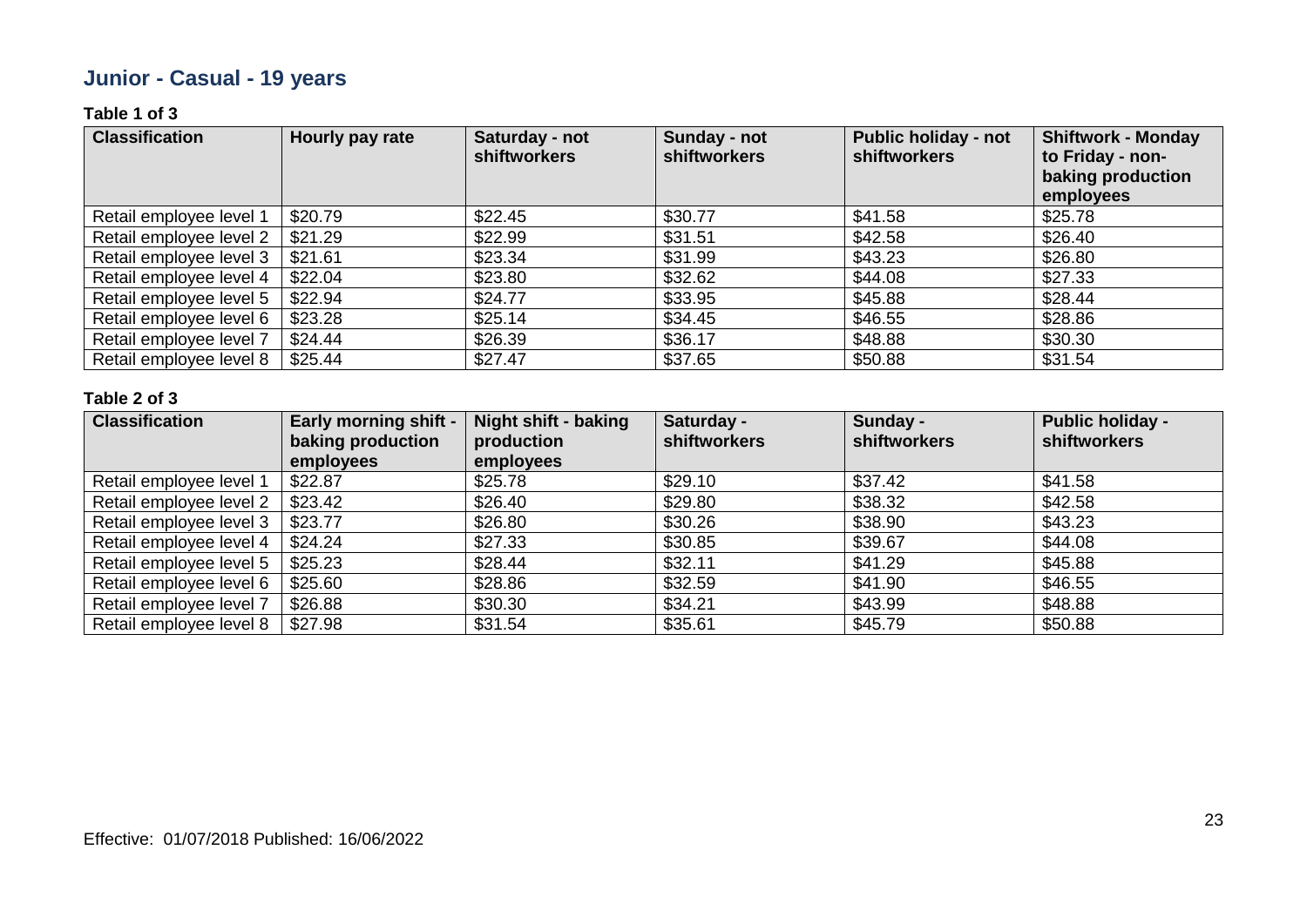## Junior - Casual - 19 years

**Table 1 of 3**

| Classification | Hourly pay rate | Saturday - not shiftworkers | Sunday - not shiftworkers | Public holiday - not shiftworkers | Shiftwork - Monday to Friday - non-baking production employees |
|---|---|---|---|---|---|
| Retail employee level 1 | $20.79 | $22.45 | $30.77 | $41.58 | $25.78 |
| Retail employee level 2 | $21.29 | $22.99 | $31.51 | $42.58 | $26.40 |
| Retail employee level 3 | $21.61 | $23.34 | $31.99 | $43.23 | $26.80 |
| Retail employee level 4 | $22.04 | $23.80 | $32.62 | $44.08 | $27.33 |
| Retail employee level 5 | $22.94 | $24.77 | $33.95 | $45.88 | $28.44 |
| Retail employee level 6 | $23.28 | $25.14 | $34.45 | $46.55 | $28.86 |
| Retail employee level 7 | $24.44 | $26.39 | $36.17 | $48.88 | $30.30 |
| Retail employee level 8 | $25.44 | $27.47 | $37.65 | $50.88 | $31.54 |

**Table 2 of 3**

| Classification | Early morning shift - baking production employees | Night shift - baking production employees | Saturday - shiftworkers | Sunday - shiftworkers | Public holiday - shiftworkers |
|---|---|---|---|---|---|
| Retail employee level 1 | $22.87 | $25.78 | $29.10 | $37.42 | $41.58 |
| Retail employee level 2 | $23.42 | $26.40 | $29.80 | $38.32 | $42.58 |
| Retail employee level 3 | $23.77 | $26.80 | $30.26 | $38.90 | $43.23 |
| Retail employee level 4 | $24.24 | $27.33 | $30.85 | $39.67 | $44.08 |
| Retail employee level 5 | $25.23 | $28.44 | $32.11 | $41.29 | $45.88 |
| Retail employee level 6 | $25.60 | $28.86 | $32.59 | $41.90 | $46.55 |
| Retail employee level 7 | $26.88 | $30.30 | $34.21 | $43.99 | $48.88 |
| Retail employee level 8 | $27.98 | $31.54 | $35.61 | $45.79 | $50.88 |

Effective: 01/07/2018 Published: 16/06/2022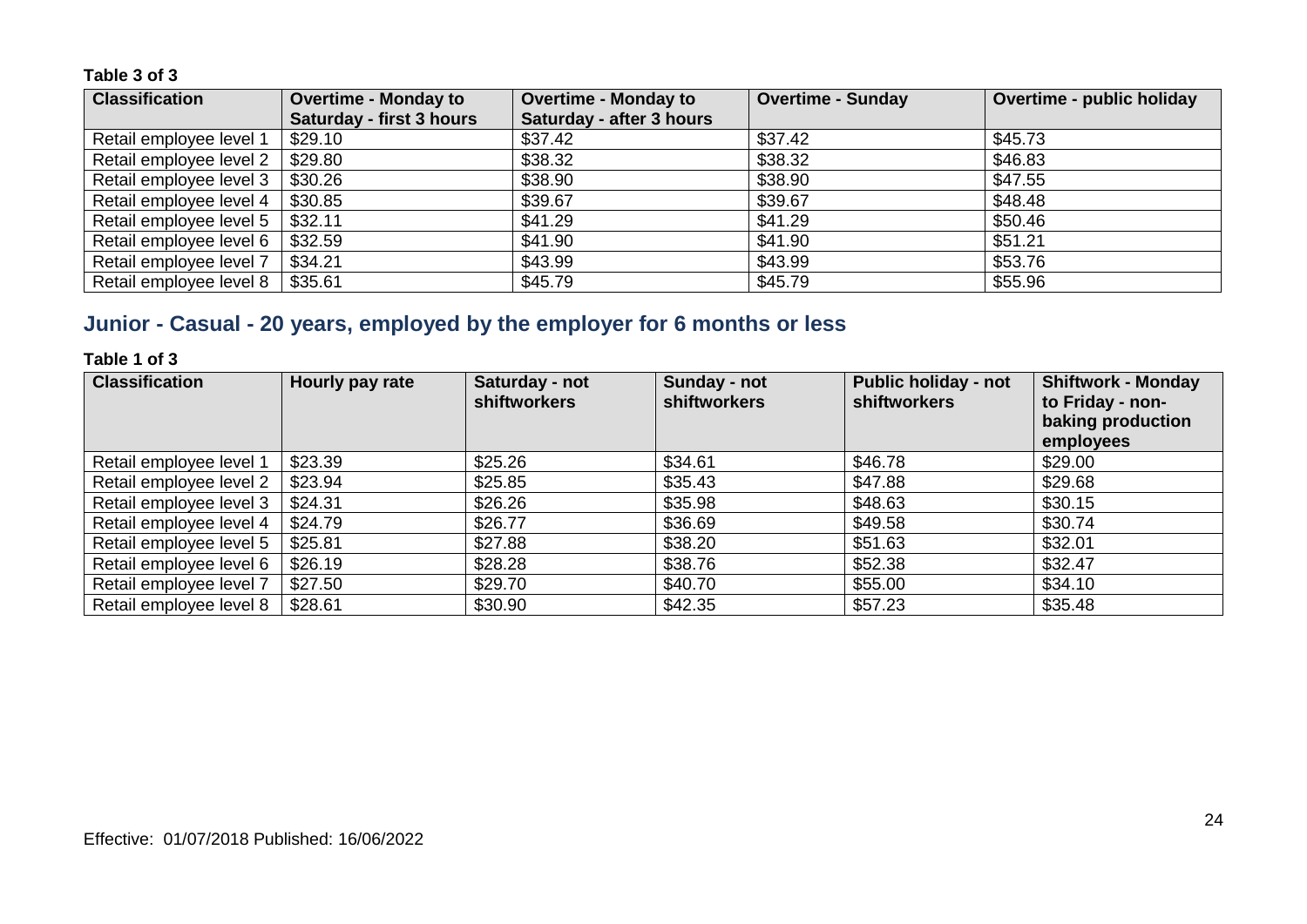**Table 3 of 3**

| Classification | Overtime - Monday to Saturday - first 3 hours | Overtime - Monday to Saturday - after 3 hours | Overtime - Sunday | Overtime - public holiday |
|---|---|---|---|---|
| Retail employee level 1 | $29.10 | $37.42 | $37.42 | $45.73 |
| Retail employee level 2 | $29.80 | $38.32 | $38.32 | $46.83 |
| Retail employee level 3 | $30.26 | $38.90 | $38.90 | $47.55 |
| Retail employee level 4 | $30.85 | $39.67 | $39.67 | $48.48 |
| Retail employee level 5 | $32.11 | $41.29 | $41.29 | $50.46 |
| Retail employee level 6 | $32.59 | $41.90 | $41.90 | $51.21 |
| Retail employee level 7 | $34.21 | $43.99 | $43.99 | $53.76 |
| Retail employee level 8 | $35.61 | $45.79 | $45.79 | $55.96 |

## Junior - Casual - 20 years, employed by the employer for 6 months or less

**Table 1 of 3**

| Classification | Hourly pay rate | Saturday - not shiftworkers | Sunday - not shiftworkers | Public holiday - not shiftworkers | Shiftwork - Monday to Friday - non-baking production employees |
|---|---|---|---|---|---|
| Retail employee level 1 | $23.39 | $25.26 | $34.61 | $46.78 | $29.00 |
| Retail employee level 2 | $23.94 | $25.85 | $35.43 | $47.88 | $29.68 |
| Retail employee level 3 | $24.31 | $26.26 | $35.98 | $48.63 | $30.15 |
| Retail employee level 4 | $24.79 | $26.77 | $36.69 | $49.58 | $30.74 |
| Retail employee level 5 | $25.81 | $27.88 | $38.20 | $51.63 | $32.01 |
| Retail employee level 6 | $26.19 | $28.28 | $38.76 | $52.38 | $32.47 |
| Retail employee level 7 | $27.50 | $29.70 | $40.70 | $55.00 | $34.10 |
| Retail employee level 8 | $28.61 | $30.90 | $42.35 | $57.23 | $35.48 |

Effective: 01/07/2018 Published: 16/06/2022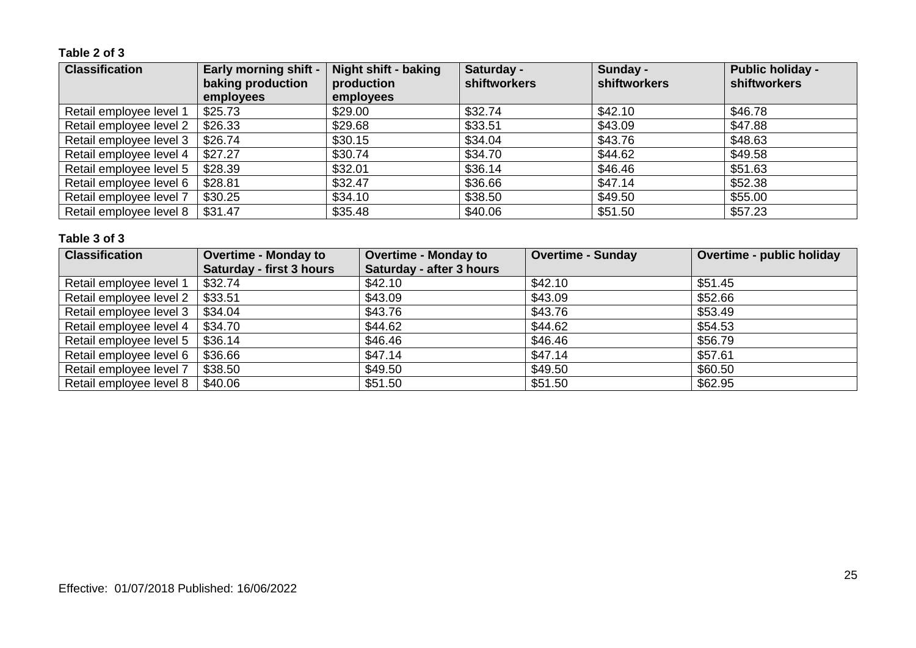**Table 2 of 3**

| Classification | Early morning shift - baking production employees | Night shift - baking production employees | Saturday - shiftworkers | Sunday - shiftworkers | Public holiday - shiftworkers |
|---|---|---|---|---|---|
| Retail employee level 1 | $25.73 | $29.00 | $32.74 | $42.10 | $46.78 |
| Retail employee level 2 | $26.33 | $29.68 | $33.51 | $43.09 | $47.88 |
| Retail employee level 3 | $26.74 | $30.15 | $34.04 | $43.76 | $48.63 |
| Retail employee level 4 | $27.27 | $30.74 | $34.70 | $44.62 | $49.58 |
| Retail employee level 5 | $28.39 | $32.01 | $36.14 | $46.46 | $51.63 |
| Retail employee level 6 | $28.81 | $32.47 | $36.66 | $47.14 | $52.38 |
| Retail employee level 7 | $30.25 | $34.10 | $38.50 | $49.50 | $55.00 |
| Retail employee level 8 | $31.47 | $35.48 | $40.06 | $51.50 | $57.23 |

**Table 3 of 3**

| Classification | Overtime - Monday to Saturday - first 3 hours | Overtime - Monday to Saturday - after 3 hours | Overtime - Sunday | Overtime - public holiday |
|---|---|---|---|---|
| Retail employee level 1 | $32.74 | $42.10 | $42.10 | $51.45 |
| Retail employee level 2 | $33.51 | $43.09 | $43.09 | $52.66 |
| Retail employee level 3 | $34.04 | $43.76 | $43.76 | $53.49 |
| Retail employee level 4 | $34.70 | $44.62 | $44.62 | $54.53 |
| Retail employee level 5 | $36.14 | $46.46 | $46.46 | $56.79 |
| Retail employee level 6 | $36.66 | $47.14 | $47.14 | $57.61 |
| Retail employee level 7 | $38.50 | $49.50 | $49.50 | $60.50 |
| Retail employee level 8 | $40.06 | $51.50 | $51.50 | $62.95 |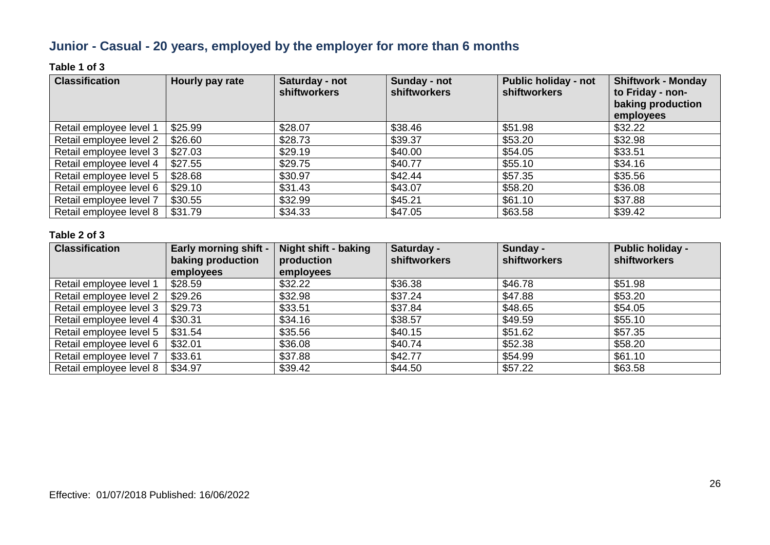## Junior - Casual - 20 years, employed by the employer for more than 6 months

**Table 1 of 3**

| Classification | Hourly pay rate | Saturday - not shiftworkers | Sunday - not shiftworkers | Public holiday - not shiftworkers | Shiftwork - Monday to Friday - non-baking production employees |
|---|---|---|---|---|---|
| Retail employee level 1 | $25.99 | $28.07 | $38.46 | $51.98 | $32.22 |
| Retail employee level 2 | $26.60 | $28.73 | $39.37 | $53.20 | $32.98 |
| Retail employee level 3 | $27.03 | $29.19 | $40.00 | $54.05 | $33.51 |
| Retail employee level 4 | $27.55 | $29.75 | $40.77 | $55.10 | $34.16 |
| Retail employee level 5 | $28.68 | $30.97 | $42.44 | $57.35 | $35.56 |
| Retail employee level 6 | $29.10 | $31.43 | $43.07 | $58.20 | $36.08 |
| Retail employee level 7 | $30.55 | $32.99 | $45.21 | $61.10 | $37.88 |
| Retail employee level 8 | $31.79 | $34.33 | $47.05 | $63.58 | $39.42 |

**Table 2 of 3**

| Classification | Early morning shift - baking production employees | Night shift - baking production employees | Saturday - shiftworkers | Sunday - shiftworkers | Public holiday - shiftworkers |
|---|---|---|---|---|---|
| Retail employee level 1 | $28.59 | $32.22 | $36.38 | $46.78 | $51.98 |
| Retail employee level 2 | $29.26 | $32.98 | $37.24 | $47.88 | $53.20 |
| Retail employee level 3 | $29.73 | $33.51 | $37.84 | $48.65 | $54.05 |
| Retail employee level 4 | $30.31 | $34.16 | $38.57 | $49.59 | $55.10 |
| Retail employee level 5 | $31.54 | $35.56 | $40.15 | $51.62 | $57.35 |
| Retail employee level 6 | $32.01 | $36.08 | $40.74 | $52.38 | $58.20 |
| Retail employee level 7 | $33.61 | $37.88 | $42.77 | $54.99 | $61.10 |
| Retail employee level 8 | $34.97 | $39.42 | $44.50 | $57.22 | $63.58 |

Effective: 01/07/2018 Published: 16/06/2022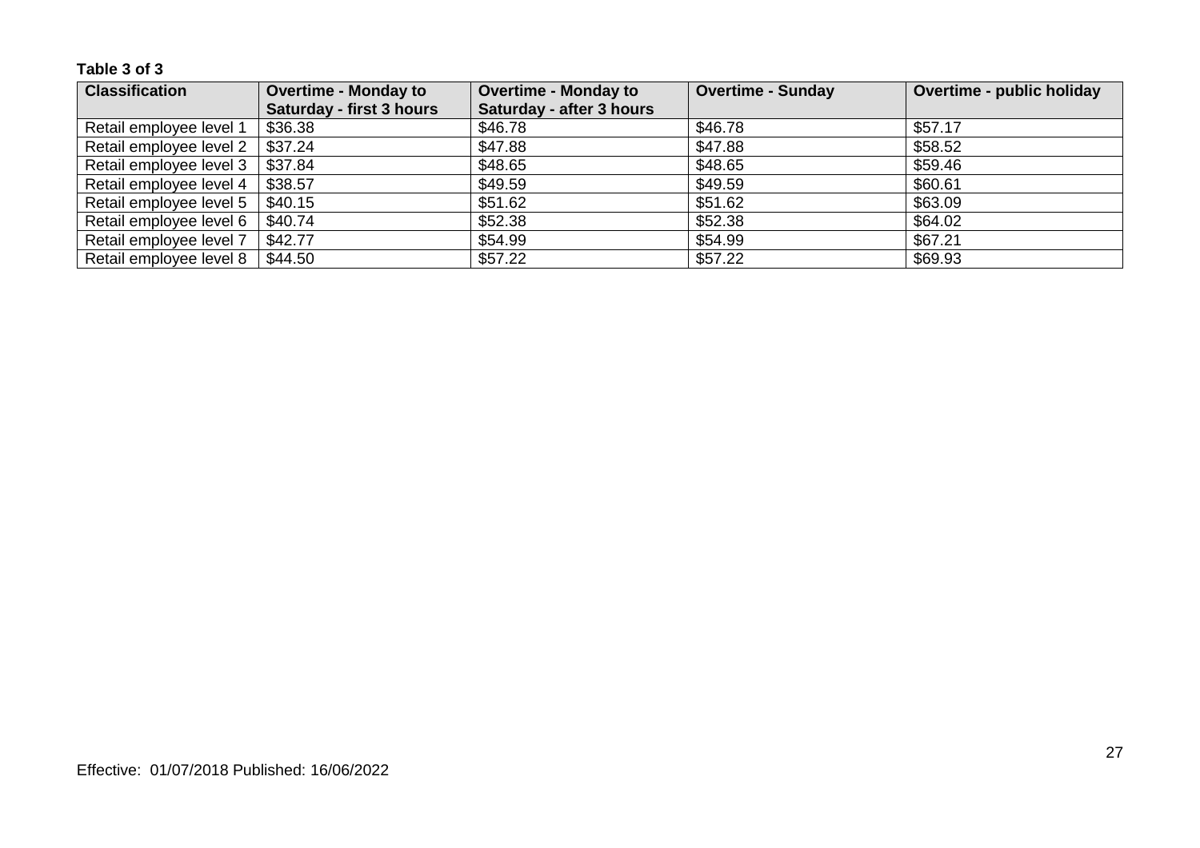**Table 3 of 3**

| Classification | Overtime - Monday to Saturday - first 3 hours | Overtime - Monday to Saturday - after 3 hours | Overtime - Sunday | Overtime - public holiday |
|---|---|---|---|---|
| Retail employee level 1 | $36.38 | $46.78 | $46.78 | $57.17 |
| Retail employee level 2 | $37.24 | $47.88 | $47.88 | $58.52 |
| Retail employee level 3 | $37.84 | $48.65 | $48.65 | $59.46 |
| Retail employee level 4 | $38.57 | $49.59 | $49.59 | $60.61 |
| Retail employee level 5 | $40.15 | $51.62 | $51.62 | $63.09 |
| Retail employee level 6 | $40.74 | $52.38 | $52.38 | $64.02 |
| Retail employee level 7 | $42.77 | $54.99 | $54.99 | $67.21 |
| Retail employee level 8 | $44.50 | $57.22 | $57.22 | $69.93 |

Effective: 01/07/2018 Published: 16/06/2022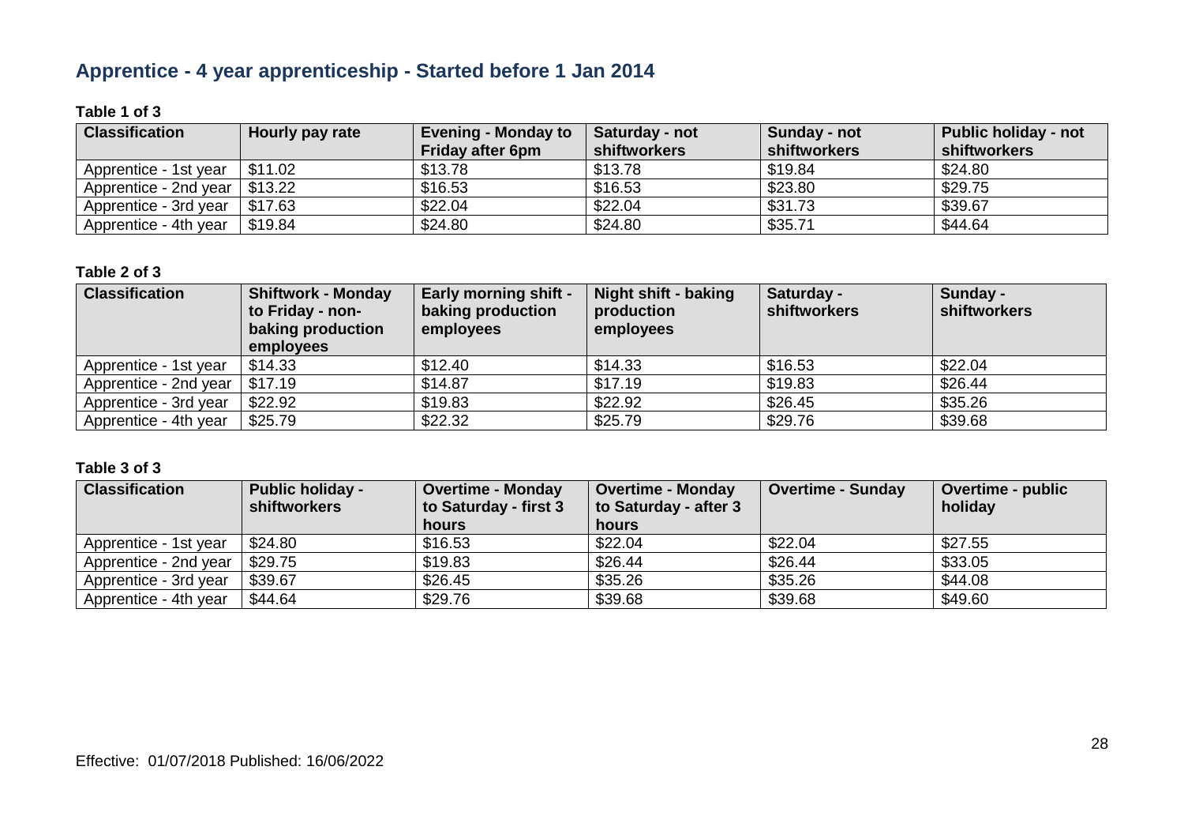## Apprentice - 4 year apprenticeship - Started before 1 Jan 2014

**Table 1 of 3**

| Classification | Hourly pay rate | Evening - Monday to Friday after 6pm | Saturday - not shiftworkers | Sunday - not shiftworkers | Public holiday - not shiftworkers |
|---|---|---|---|---|---|
| Apprentice - 1st year | $11.02 | $13.78 | $13.78 | $19.84 | $24.80 |
| Apprentice - 2nd year | $13.22 | $16.53 | $16.53 | $23.80 | $29.75 |
| Apprentice - 3rd year | $17.63 | $22.04 | $22.04 | $31.73 | $39.67 |
| Apprentice - 4th year | $19.84 | $24.80 | $24.80 | $35.71 | $44.64 |

**Table 2 of 3**

| Classification | Shiftwork - Monday to Friday - non-baking production employees | Early morning shift - baking production employees | Night shift - baking production employees | Saturday - shiftworkers | Sunday - shiftworkers |
|---|---|---|---|---|---|
| Apprentice - 1st year | $14.33 | $12.40 | $14.33 | $16.53 | $22.04 |
| Apprentice - 2nd year | $17.19 | $14.87 | $17.19 | $19.83 | $26.44 |
| Apprentice - 3rd year | $22.92 | $19.83 | $22.92 | $26.45 | $35.26 |
| Apprentice - 4th year | $25.79 | $22.32 | $25.79 | $29.76 | $39.68 |

**Table 3 of 3**

| Classification | Public holiday - shiftworkers | Overtime - Monday to Saturday - first 3 hours | Overtime - Monday to Saturday - after 3 hours | Overtime - Sunday | Overtime - public holiday |
|---|---|---|---|---|---|
| Apprentice - 1st year | $24.80 | $16.53 | $22.04 | $22.04 | $27.55 |
| Apprentice - 2nd year | $29.75 | $19.83 | $26.44 | $26.44 | $33.05 |
| Apprentice - 3rd year | $39.67 | $26.45 | $35.26 | $35.26 | $44.08 |
| Apprentice - 4th year | $44.64 | $29.76 | $39.68 | $39.68 | $49.60 |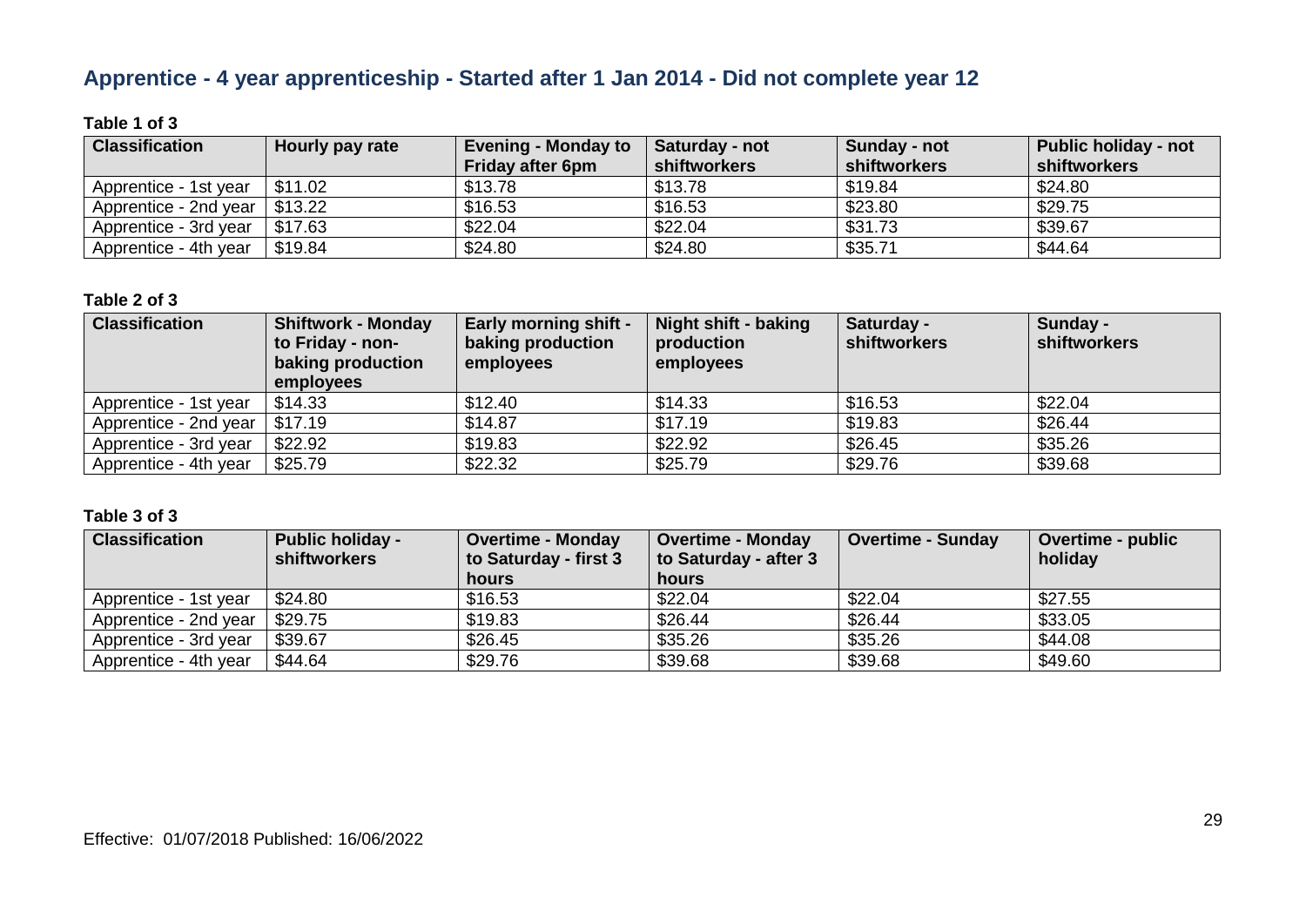## Apprentice - 4 year apprenticeship - Started after 1 Jan 2014 - Did not complete year 12

**Table 1 of 3**

| Classification | Hourly pay rate | Evening - Monday to Friday after 6pm | Saturday - not shiftworkers | Sunday - not shiftworkers | Public holiday - not shiftworkers |
|---|---|---|---|---|---|
| Apprentice - 1st year | $11.02 | $13.78 | $13.78 | $19.84 | $24.80 |
| Apprentice - 2nd year | $13.22 | $16.53 | $16.53 | $23.80 | $29.75 |
| Apprentice - 3rd year | $17.63 | $22.04 | $22.04 | $31.73 | $39.67 |
| Apprentice - 4th year | $19.84 | $24.80 | $24.80 | $35.71 | $44.64 |

**Table 2 of 3**

| Classification | Shiftwork - Monday to Friday - non-baking production employees | Early morning shift - baking production employees | Night shift - baking production employees | Saturday - shiftworkers | Sunday - shiftworkers |
|---|---|---|---|---|---|
| Apprentice - 1st year | $14.33 | $12.40 | $14.33 | $16.53 | $22.04 |
| Apprentice - 2nd year | $17.19 | $14.87 | $17.19 | $19.83 | $26.44 |
| Apprentice - 3rd year | $22.92 | $19.83 | $22.92 | $26.45 | $35.26 |
| Apprentice - 4th year | $25.79 | $22.32 | $25.79 | $29.76 | $39.68 |

**Table 3 of 3**

| Classification | Public holiday - shiftworkers | Overtime - Monday to Saturday - first 3 hours | Overtime - Monday to Saturday - after 3 hours | Overtime - Sunday | Overtime - public holiday |
|---|---|---|---|---|---|
| Apprentice - 1st year | $24.80 | $16.53 | $22.04 | $22.04 | $27.55 |
| Apprentice - 2nd year | $29.75 | $19.83 | $26.44 | $26.44 | $33.05 |
| Apprentice - 3rd year | $39.67 | $26.45 | $35.26 | $35.26 | $44.08 |
| Apprentice - 4th year | $44.64 | $29.76 | $39.68 | $39.68 | $49.60 |

Effective: 01/07/2018 Published: 16/06/2022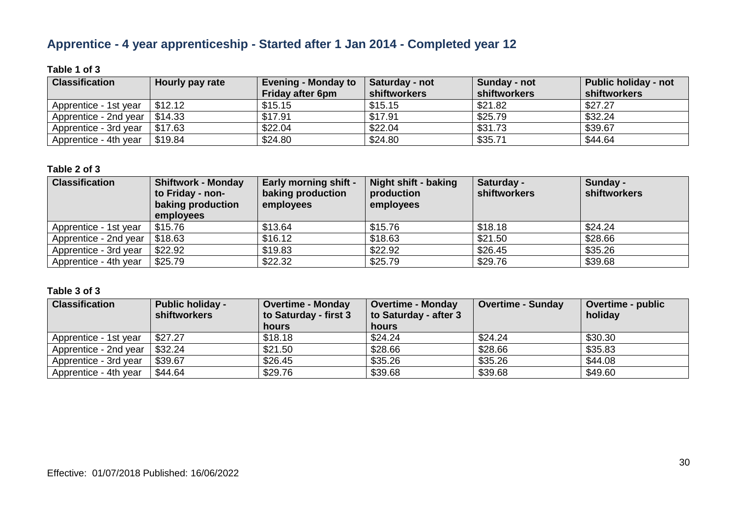## Apprentice - 4 year apprenticeship - Started after 1 Jan 2014 - Completed year 12

**Table 1 of 3**

| Classification | Hourly pay rate | Evening - Monday to Friday after 6pm | Saturday - not shiftworkers | Sunday - not shiftworkers | Public holiday - not shiftworkers |
|---|---|---|---|---|---|
| Apprentice - 1st year | $12.12 | $15.15 | $15.15 | $21.82 | $27.27 |
| Apprentice - 2nd year | $14.33 | $17.91 | $17.91 | $25.79 | $32.24 |
| Apprentice - 3rd year | $17.63 | $22.04 | $22.04 | $31.73 | $39.67 |
| Apprentice - 4th year | $19.84 | $24.80 | $24.80 | $35.71 | $44.64 |

**Table 2 of 3**

| Classification | Shiftwork - Monday to Friday - non-baking production employees | Early morning shift - baking production employees | Night shift - baking production employees | Saturday - shiftworkers | Sunday - shiftworkers |
|---|---|---|---|---|---|
| Apprentice - 1st year | $15.76 | $13.64 | $15.76 | $18.18 | $24.24 |
| Apprentice - 2nd year | $18.63 | $16.12 | $18.63 | $21.50 | $28.66 |
| Apprentice - 3rd year | $22.92 | $19.83 | $22.92 | $26.45 | $35.26 |
| Apprentice - 4th year | $25.79 | $22.32 | $25.79 | $29.76 | $39.68 |

**Table 3 of 3**

| Classification | Public holiday - shiftworkers | Overtime - Monday to Saturday - first 3 hours | Overtime - Monday to Saturday - after 3 hours | Overtime - Sunday | Overtime - public holiday |
|---|---|---|---|---|---|
| Apprentice - 1st year | $27.27 | $18.18 | $24.24 | $24.24 | $30.30 |
| Apprentice - 2nd year | $32.24 | $21.50 | $28.66 | $28.66 | $35.83 |
| Apprentice - 3rd year | $39.67 | $26.45 | $35.26 | $35.26 | $44.08 |
| Apprentice - 4th year | $44.64 | $29.76 | $39.68 | $39.68 | $49.60 |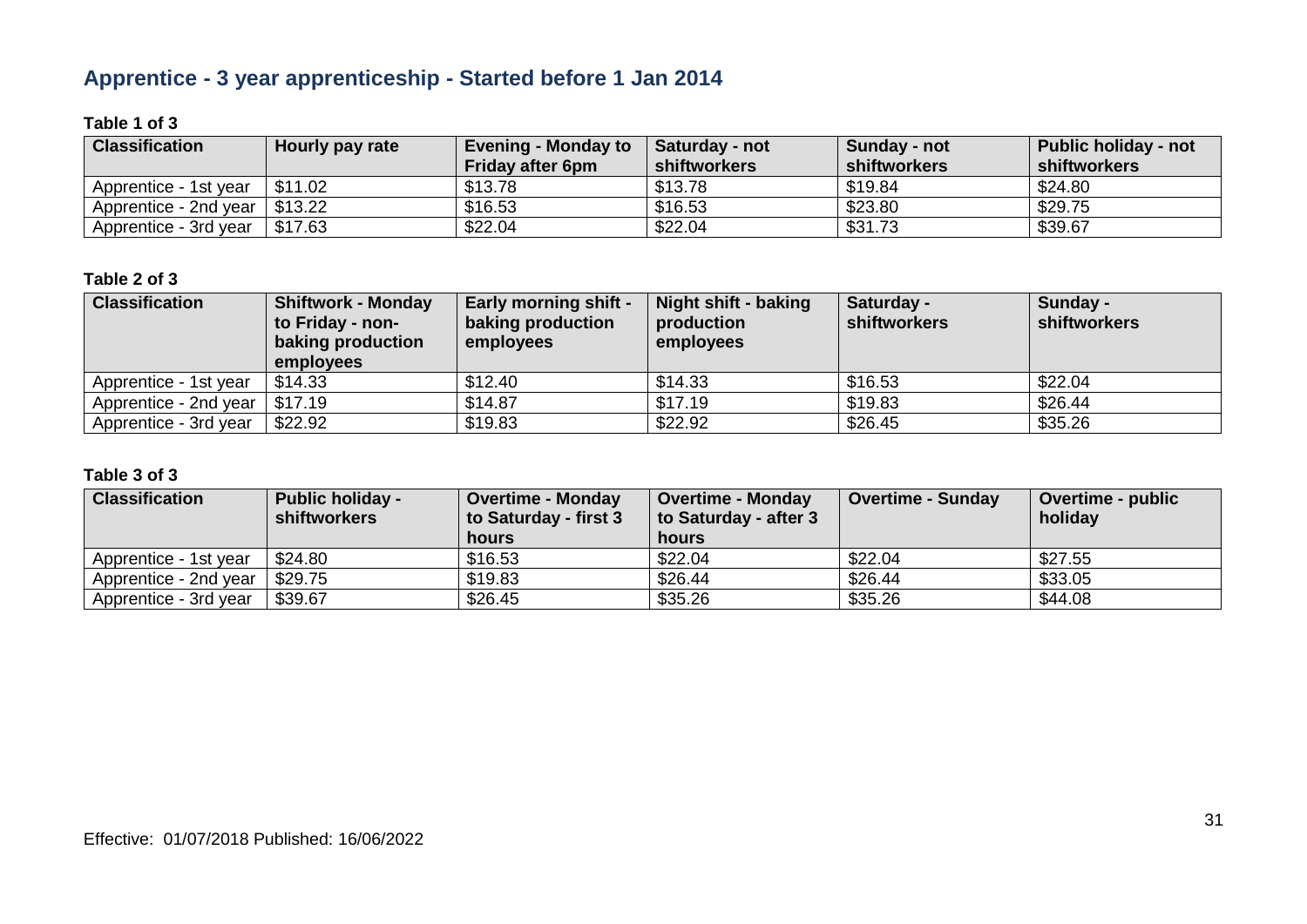## Apprentice - 3 year apprenticeship - Started before 1 Jan 2014

**Table 1 of 3**

| Classification | Hourly pay rate | Evening - Monday to Friday after 6pm | Saturday - not shiftworkers | Sunday - not shiftworkers | Public holiday - not shiftworkers |
|---|---|---|---|---|---|
| Apprentice - 1st year | $11.02 | $13.78 | $13.78 | $19.84 | $24.80 |
| Apprentice - 2nd year | $13.22 | $16.53 | $16.53 | $23.80 | $29.75 |
| Apprentice - 3rd year | $17.63 | $22.04 | $22.04 | $31.73 | $39.67 |

**Table 2 of 3**

| Classification | Shiftwork - Monday to Friday - non-baking production employees | Early morning shift - baking production employees | Night shift - baking production employees | Saturday - shiftworkers | Sunday - shiftworkers |
|---|---|---|---|---|---|
| Apprentice - 1st year | $14.33 | $12.40 | $14.33 | $16.53 | $22.04 |
| Apprentice - 2nd year | $17.19 | $14.87 | $17.19 | $19.83 | $26.44 |
| Apprentice - 3rd year | $22.92 | $19.83 | $22.92 | $26.45 | $35.26 |

**Table 3 of 3**

| Classification | Public holiday - shiftworkers | Overtime - Monday to Saturday - first 3 hours | Overtime - Monday to Saturday - after 3 hours | Overtime - Sunday | Overtime - public holiday |
|---|---|---|---|---|---|
| Apprentice - 1st year | $24.80 | $16.53 | $22.04 | $22.04 | $27.55 |
| Apprentice - 2nd year | $29.75 | $19.83 | $26.44 | $26.44 | $33.05 |
| Apprentice - 3rd year | $39.67 | $26.45 | $35.26 | $35.26 | $44.08 |

Effective: 01/07/2018 Published: 16/06/2022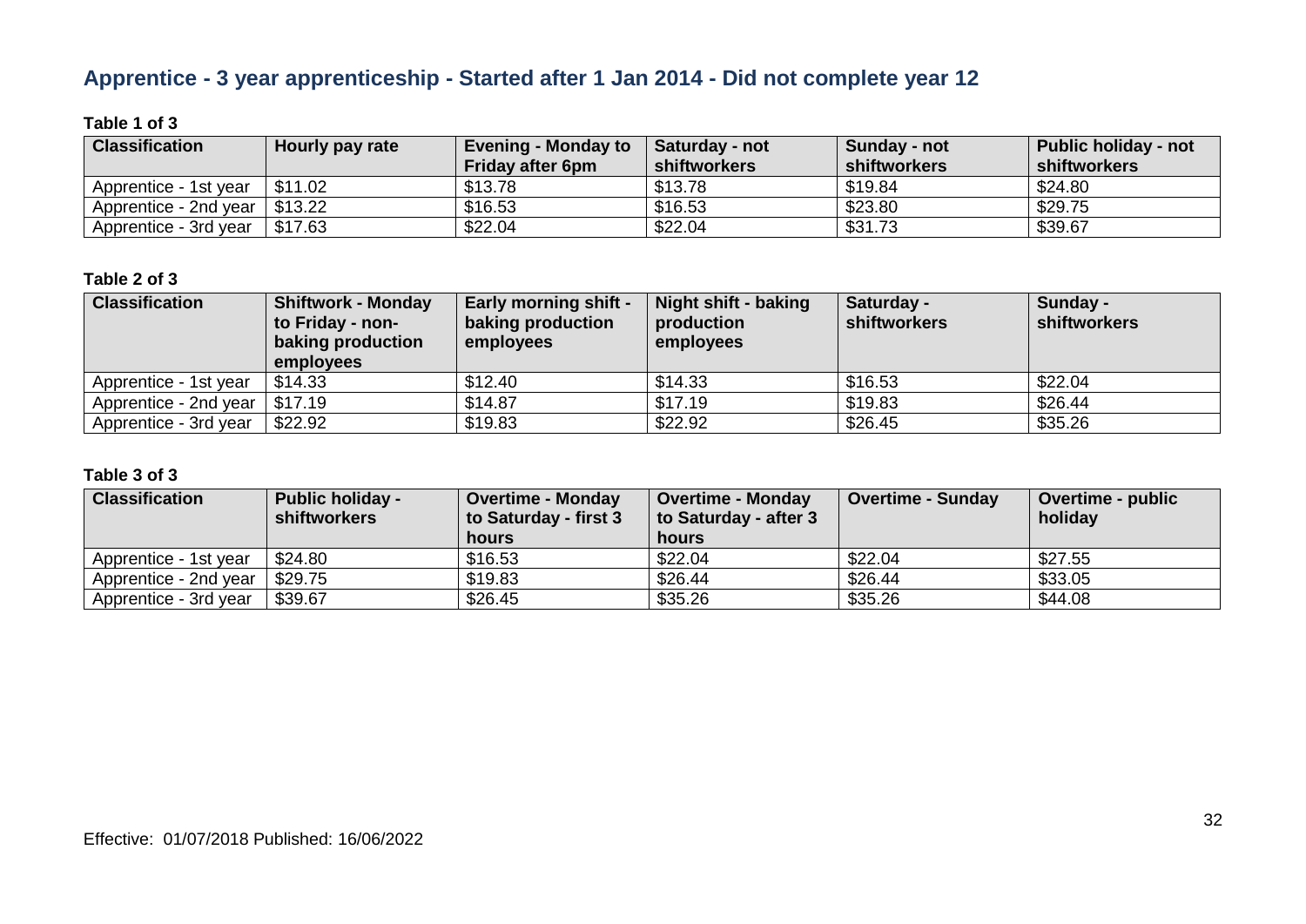## Apprentice - 3 year apprenticeship - Started after 1 Jan 2014 - Did not complete year 12

**Table 1 of 3**

| Classification | Hourly pay rate | Evening - Monday to Friday after 6pm | Saturday - not shiftworkers | Sunday - not shiftworkers | Public holiday - not shiftworkers |
|---|---|---|---|---|---|
| Apprentice - 1st year | $11.02 | $13.78 | $13.78 | $19.84 | $24.80 |
| Apprentice - 2nd year | $13.22 | $16.53 | $16.53 | $23.80 | $29.75 |
| Apprentice - 3rd year | $17.63 | $22.04 | $22.04 | $31.73 | $39.67 |

**Table 2 of 3**

| Classification | Shiftwork - Monday to Friday - non-baking production employees | Early morning shift - baking production employees | Night shift - baking production employees | Saturday - shiftworkers | Sunday - shiftworkers |
|---|---|---|---|---|---|
| Apprentice - 1st year | $14.33 | $12.40 | $14.33 | $16.53 | $22.04 |
| Apprentice - 2nd year | $17.19 | $14.87 | $17.19 | $19.83 | $26.44 |
| Apprentice - 3rd year | $22.92 | $19.83 | $22.92 | $26.45 | $35.26 |

**Table 3 of 3**

| Classification | Public holiday - shiftworkers | Overtime - Monday to Saturday - first 3 hours | Overtime - Monday to Saturday - after 3 hours | Overtime - Sunday | Overtime - public holiday |
|---|---|---|---|---|---|
| Apprentice - 1st year | $24.80 | $16.53 | $22.04 | $22.04 | $27.55 |
| Apprentice - 2nd year | $29.75 | $19.83 | $26.44 | $26.44 | $33.05 |
| Apprentice - 3rd year | $39.67 | $26.45 | $35.26 | $35.26 | $44.08 |

Effective: 01/07/2018 Published: 16/06/2022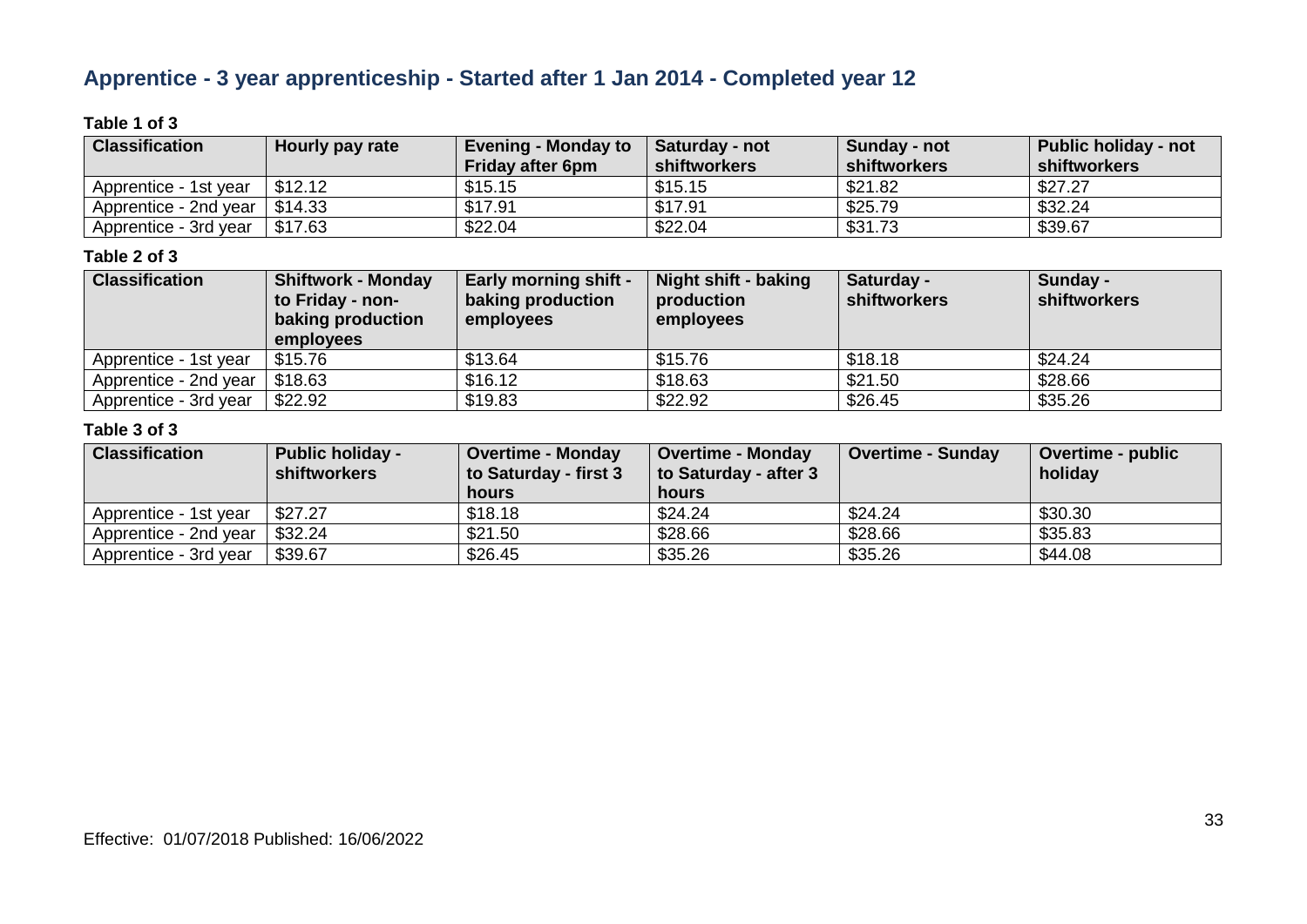## Apprentice - 3 year apprenticeship - Started after 1 Jan 2014 - Completed year 12

**Table 1 of 3**

| Classification | Hourly pay rate | Evening - Monday to Friday after 6pm | Saturday - not shiftworkers | Sunday - not shiftworkers | Public holiday - not shiftworkers |
|---|---|---|---|---|---|
| Apprentice - 1st year | $12.12 | $15.15 | $15.15 | $21.82 | $27.27 |
| Apprentice - 2nd year | $14.33 | $17.91 | $17.91 | $25.79 | $32.24 |
| Apprentice - 3rd year | $17.63 | $22.04 | $22.04 | $31.73 | $39.67 |

**Table 2 of 3**

| Classification | Shiftwork - Monday to Friday - non-baking production employees | Early morning shift - baking production employees | Night shift - baking production employees | Saturday - shiftworkers | Sunday - shiftworkers |
|---|---|---|---|---|---|
| Apprentice - 1st year | $15.76 | $13.64 | $15.76 | $18.18 | $24.24 |
| Apprentice - 2nd year | $18.63 | $16.12 | $18.63 | $21.50 | $28.66 |
| Apprentice - 3rd year | $22.92 | $19.83 | $22.92 | $26.45 | $35.26 |

**Table 3 of 3**

| Classification | Public holiday - shiftworkers | Overtime - Monday to Saturday - first 3 hours | Overtime - Monday to Saturday - after 3 hours | Overtime - Sunday | Overtime - public holiday |
|---|---|---|---|---|---|
| Apprentice - 1st year | $27.27 | $18.18 | $24.24 | $24.24 | $30.30 |
| Apprentice - 2nd year | $32.24 | $21.50 | $28.66 | $28.66 | $35.83 |
| Apprentice - 3rd year | $39.67 | $26.45 | $35.26 | $35.26 | $44.08 |

Effective: 01/07/2018 Published: 16/06/2022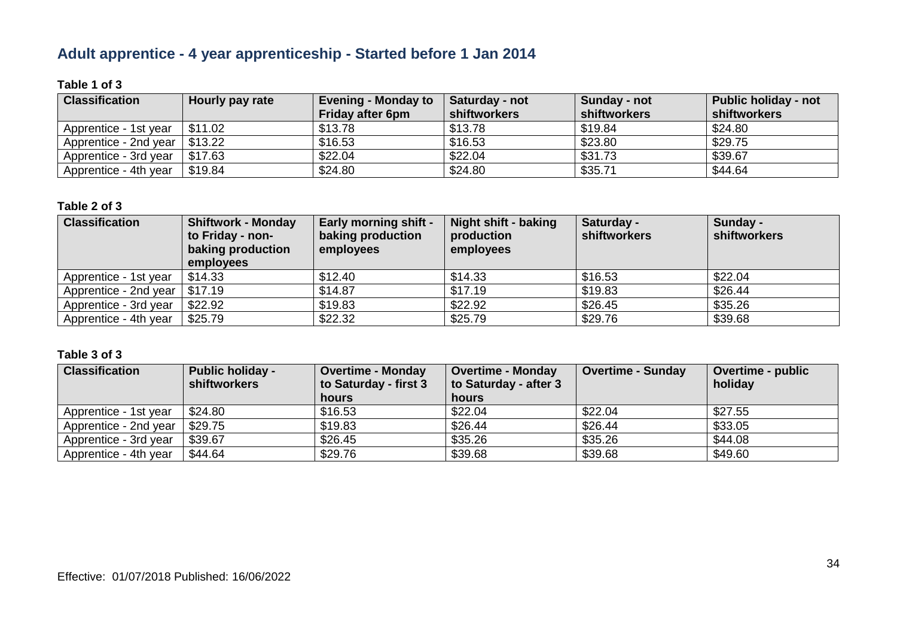## Adult apprentice - 4 year apprenticeship - Started before 1 Jan 2014

**Table 1 of 3**

| Classification | Hourly pay rate | Evening - Monday to Friday after 6pm | Saturday - not shiftworkers | Sunday - not shiftworkers | Public holiday - not shiftworkers |
|---|---|---|---|---|---|
| Apprentice - 1st year | $11.02 | $13.78 | $13.78 | $19.84 | $24.80 |
| Apprentice - 2nd year | $13.22 | $16.53 | $16.53 | $23.80 | $29.75 |
| Apprentice - 3rd year | $17.63 | $22.04 | $22.04 | $31.73 | $39.67 |
| Apprentice - 4th year | $19.84 | $24.80 | $24.80 | $35.71 | $44.64 |

**Table 2 of 3**

| Classification | Shiftwork - Monday to Friday - non-baking production employees | Early morning shift - baking production employees | Night shift - baking production employees | Saturday - shiftworkers | Sunday - shiftworkers |
|---|---|---|---|---|---|
| Apprentice - 1st year | $14.33 | $12.40 | $14.33 | $16.53 | $22.04 |
| Apprentice - 2nd year | $17.19 | $14.87 | $17.19 | $19.83 | $26.44 |
| Apprentice - 3rd year | $22.92 | $19.83 | $22.92 | $26.45 | $35.26 |
| Apprentice - 4th year | $25.79 | $22.32 | $25.79 | $29.76 | $39.68 |

**Table 3 of 3**

| Classification | Public holiday - shiftworkers | Overtime - Monday to Saturday - first 3 hours | Overtime - Monday to Saturday - after 3 hours | Overtime - Sunday | Overtime - public holiday |
|---|---|---|---|---|---|
| Apprentice - 1st year | $24.80 | $16.53 | $22.04 | $22.04 | $27.55 |
| Apprentice - 2nd year | $29.75 | $19.83 | $26.44 | $26.44 | $33.05 |
| Apprentice - 3rd year | $39.67 | $26.45 | $35.26 | $35.26 | $44.08 |
| Apprentice - 4th year | $44.64 | $29.76 | $39.68 | $39.68 | $49.60 |

Effective: 01/07/2018 Published: 16/06/2022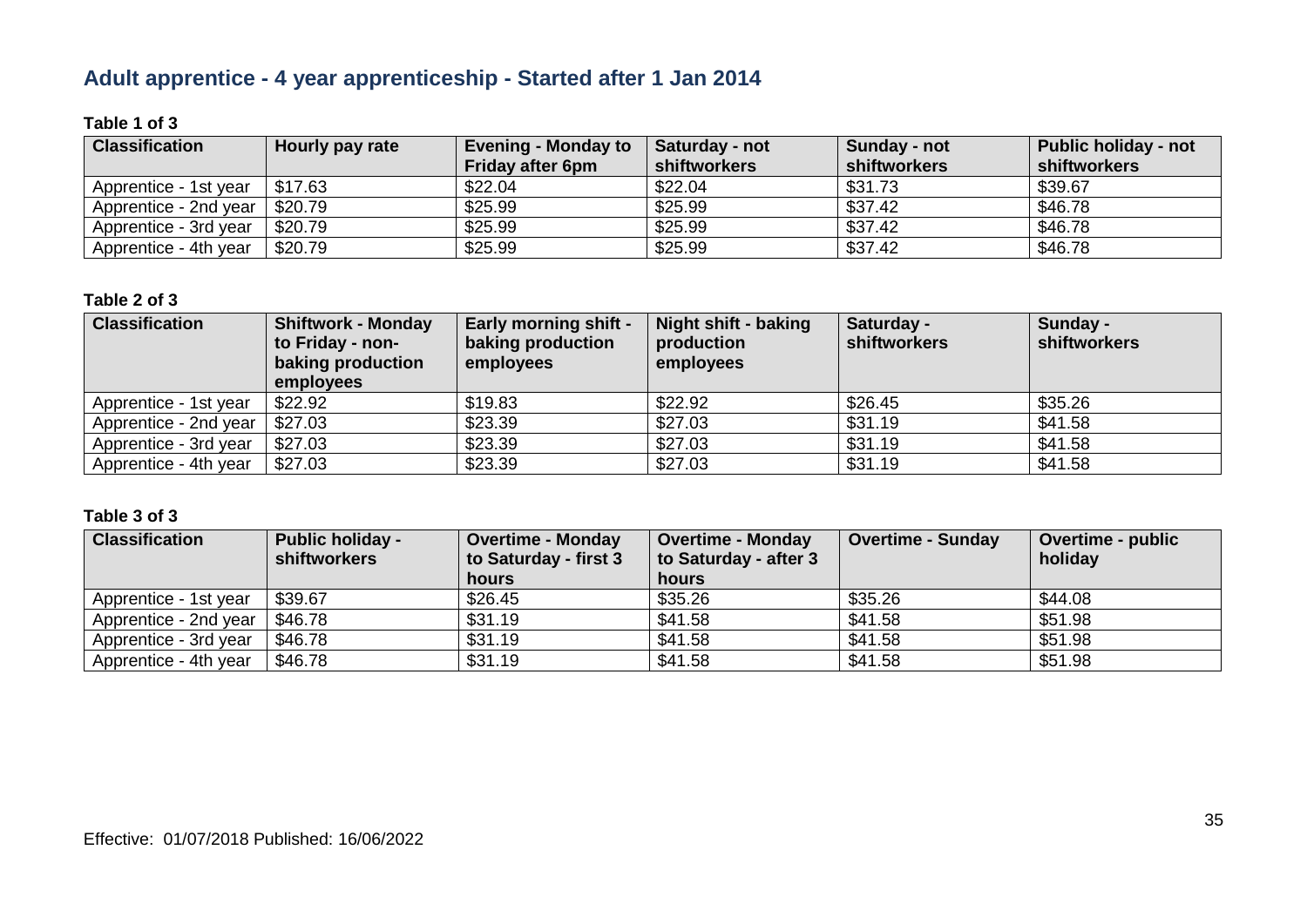## Adult apprentice - 4 year apprenticeship - Started after 1 Jan 2014

**Table 1 of 3**

| Classification | Hourly pay rate | Evening - Monday to Friday after 6pm | Saturday - not shiftworkers | Sunday - not shiftworkers | Public holiday - not shiftworkers |
|---|---|---|---|---|---|
| Apprentice - 1st year | $17.63 | $22.04 | $22.04 | $31.73 | $39.67 |
| Apprentice - 2nd year | $20.79 | $25.99 | $25.99 | $37.42 | $46.78 |
| Apprentice - 3rd year | $20.79 | $25.99 | $25.99 | $37.42 | $46.78 |
| Apprentice - 4th year | $20.79 | $25.99 | $25.99 | $37.42 | $46.78 |

**Table 2 of 3**

| Classification | Shiftwork - Monday to Friday - non-baking production employees | Early morning shift - baking production employees | Night shift - baking production employees | Saturday - shiftworkers | Sunday - shiftworkers |
|---|---|---|---|---|---|
| Apprentice - 1st year | $22.92 | $19.83 | $22.92 | $26.45 | $35.26 |
| Apprentice - 2nd year | $27.03 | $23.39 | $27.03 | $31.19 | $41.58 |
| Apprentice - 3rd year | $27.03 | $23.39 | $27.03 | $31.19 | $41.58 |
| Apprentice - 4th year | $27.03 | $23.39 | $27.03 | $31.19 | $41.58 |

**Table 3 of 3**

| Classification | Public holiday - shiftworkers | Overtime - Monday to Saturday - first 3 hours | Overtime - Monday to Saturday - after 3 hours | Overtime - Sunday | Overtime - public holiday |
|---|---|---|---|---|---|
| Apprentice - 1st year | $39.67 | $26.45 | $35.26 | $35.26 | $44.08 |
| Apprentice - 2nd year | $46.78 | $31.19 | $41.58 | $41.58 | $51.98 |
| Apprentice - 3rd year | $46.78 | $31.19 | $41.58 | $41.58 | $51.98 |
| Apprentice - 4th year | $46.78 | $31.19 | $41.58 | $41.58 | $51.98 |

Effective: 01/07/2018 Published: 16/06/2022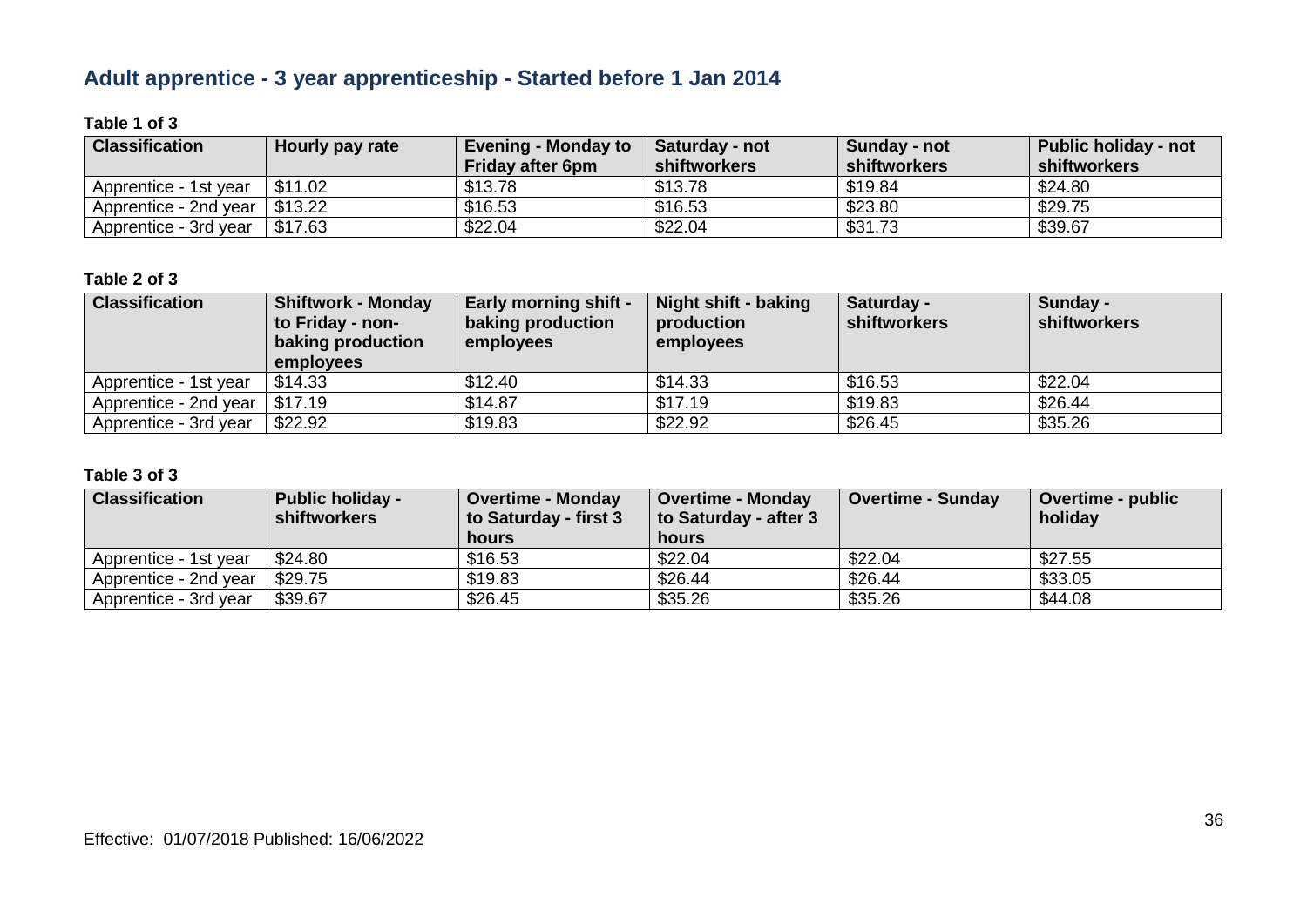## Adult apprentice - 3 year apprenticeship - Started before 1 Jan 2014

**Table 1 of 3**

| Classification | Hourly pay rate | Evening - Monday to Friday after 6pm | Saturday - not shiftworkers | Sunday - not shiftworkers | Public holiday - not shiftworkers |
|---|---|---|---|---|---|
| Apprentice - 1st year | $11.02 | $13.78 | $13.78 | $19.84 | $24.80 |
| Apprentice - 2nd year | $13.22 | $16.53 | $16.53 | $23.80 | $29.75 |
| Apprentice - 3rd year | $17.63 | $22.04 | $22.04 | $31.73 | $39.67 |

**Table 2 of 3**

| Classification | Shiftwork - Monday to Friday - non-baking production employees | Early morning shift - baking production employees | Night shift - baking production employees | Saturday - shiftworkers | Sunday - shiftworkers |
|---|---|---|---|---|---|
| Apprentice - 1st year | $14.33 | $12.40 | $14.33 | $16.53 | $22.04 |
| Apprentice - 2nd year | $17.19 | $14.87 | $17.19 | $19.83 | $26.44 |
| Apprentice - 3rd year | $22.92 | $19.83 | $22.92 | $26.45 | $35.26 |

**Table 3 of 3**

| Classification | Public holiday - shiftworkers | Overtime - Monday to Saturday - first 3 hours | Overtime - Monday to Saturday - after 3 hours | Overtime - Sunday | Overtime - public holiday |
|---|---|---|---|---|---|
| Apprentice - 1st year | $24.80 | $16.53 | $22.04 | $22.04 | $27.55 |
| Apprentice - 2nd year | $29.75 | $19.83 | $26.44 | $26.44 | $33.05 |
| Apprentice - 3rd year | $39.67 | $26.45 | $35.26 | $35.26 | $44.08 |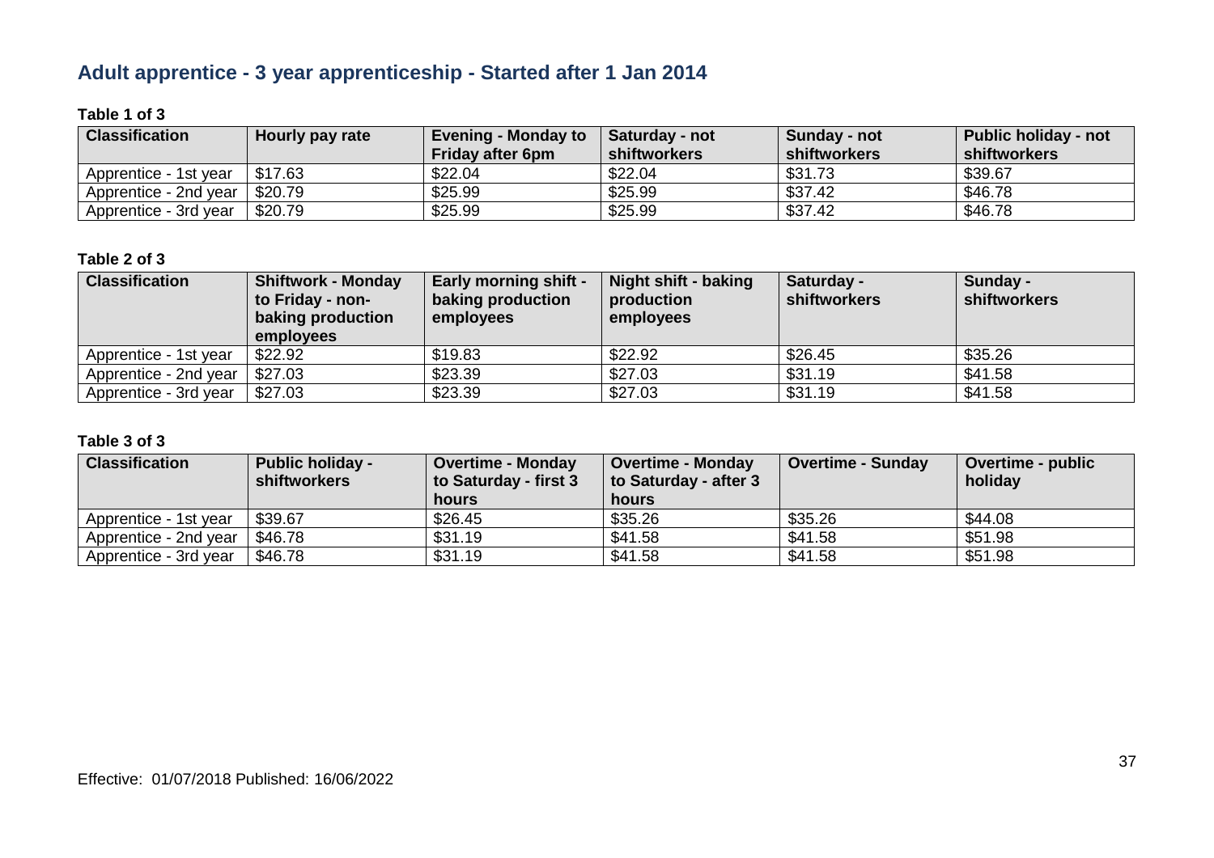## Adult apprentice - 3 year apprenticeship - Started after 1 Jan 2014

**Table 1 of 3**

| Classification | Hourly pay rate | Evening - Monday to Friday after 6pm | Saturday - not shiftworkers | Sunday - not shiftworkers | Public holiday - not shiftworkers |
|---|---|---|---|---|---|
| Apprentice - 1st year | $17.63 | $22.04 | $22.04 | $31.73 | $39.67 |
| Apprentice - 2nd year | $20.79 | $25.99 | $25.99 | $37.42 | $46.78 |
| Apprentice - 3rd year | $20.79 | $25.99 | $25.99 | $37.42 | $46.78 |

**Table 2 of 3**

| Classification | Shiftwork - Monday to Friday - non-baking production employees | Early morning shift - baking production employees | Night shift - baking production employees | Saturday - shiftworkers | Sunday - shiftworkers |
|---|---|---|---|---|---|
| Apprentice - 1st year | $22.92 | $19.83 | $22.92 | $26.45 | $35.26 |
| Apprentice - 2nd year | $27.03 | $23.39 | $27.03 | $31.19 | $41.58 |
| Apprentice - 3rd year | $27.03 | $23.39 | $27.03 | $31.19 | $41.58 |

**Table 3 of 3**

| Classification | Public holiday - shiftworkers | Overtime - Monday to Saturday - first 3 hours | Overtime - Monday to Saturday - after 3 hours | Overtime - Sunday | Overtime - public holiday |
|---|---|---|---|---|---|
| Apprentice - 1st year | $39.67 | $26.45 | $35.26 | $35.26 | $44.08 |
| Apprentice - 2nd year | $46.78 | $31.19 | $41.58 | $41.58 | $51.98 |
| Apprentice - 3rd year | $46.78 | $31.19 | $41.58 | $41.58 | $51.98 |

Effective: 01/07/2018 Published: 16/06/2022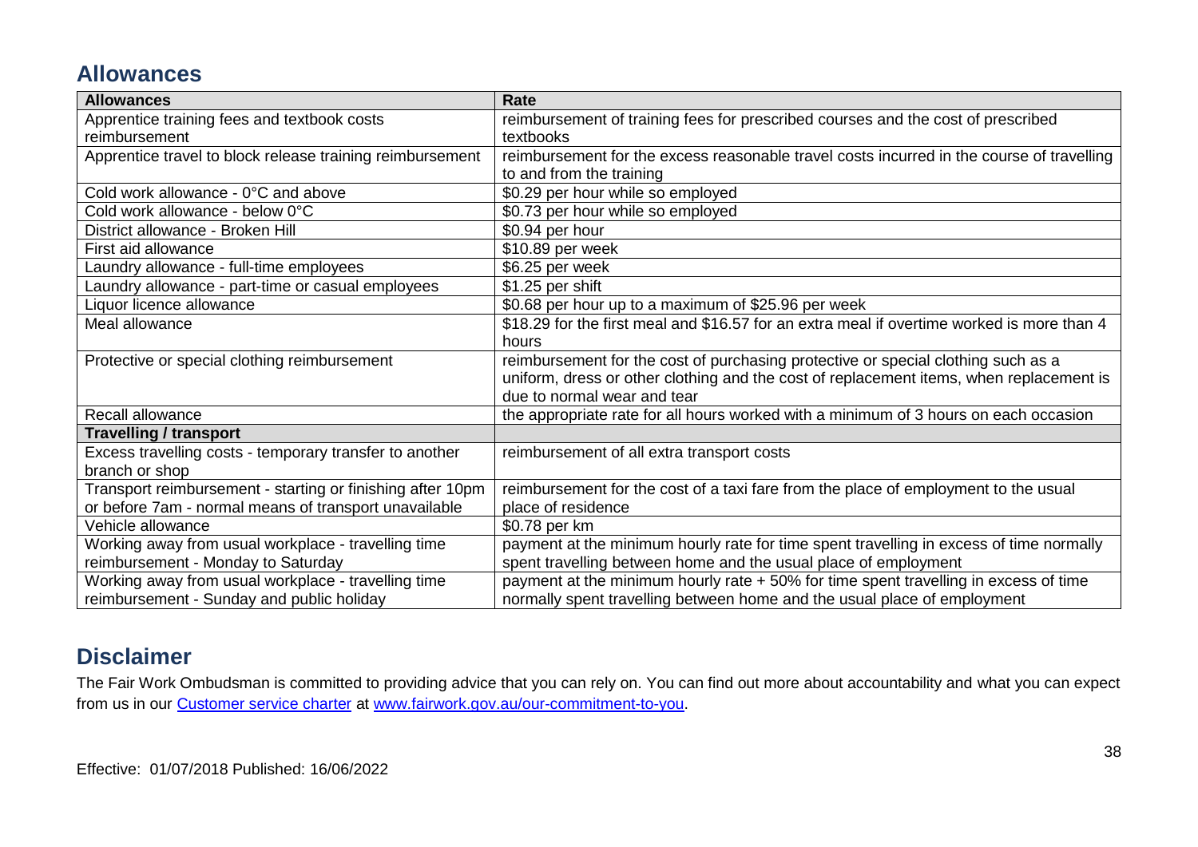## Allowances

| Allowances | Rate |
|---|---|
| Apprentice training fees and textbook costs reimbursement | reimbursement of training fees for prescribed courses and the cost of prescribed textbooks |
| Apprentice travel to block release training reimbursement | reimbursement for the excess reasonable travel costs incurred in the course of travelling to and from the training |
| Cold work allowance - 0°C and above | $0.29 per hour while so employed |
| Cold work allowance - below 0°C | $0.73 per hour while so employed |
| District allowance - Broken Hill | $0.94 per hour |
| First aid allowance | $10.89 per week |
| Laundry allowance - full-time employees | $6.25 per week |
| Laundry allowance - part-time or casual employees | $1.25 per shift |
| Liquor licence allowance | $0.68 per hour up to a maximum of $25.96 per week |
| Meal allowance | $18.29 for the first meal and $16.57 for an extra meal if overtime worked is more than 4 hours |
| Protective or special clothing reimbursement | reimbursement for the cost of purchasing protective or special clothing such as a uniform, dress or other clothing and the cost of replacement items, when replacement is due to normal wear and tear |
| Recall allowance | the appropriate rate for all hours worked with a minimum of 3 hours on each occasion |
| **Travelling / transport** | |
| Excess travelling costs - temporary transfer to another branch or shop | reimbursement of all extra transport costs |
| Transport reimbursement - starting or finishing after 10pm or before 7am - normal means of transport unavailable | reimbursement for the cost of a taxi fare from the place of employment to the usual place of residence |
| Vehicle allowance | $0.78 per km |
| Working away from usual workplace - travelling time reimbursement - Monday to Saturday | payment at the minimum hourly rate for time spent travelling in excess of time normally spent travelling between home and the usual place of employment |
| Working away from usual workplace - travelling time reimbursement - Sunday and public holiday | payment at the minimum hourly rate + 50% for time spent travelling in excess of time normally spent travelling between home and the usual place of employment |

## Disclaimer

The Fair Work Ombudsman is committed to providing advice that you can rely on. You can find out more about accountability and what you can expect from us in our [Customer service charter](www.fairwork.gov.au/our-commitment-to-you) at [www.fairwork.gov.au/our-commitment-to-you](www.fairwork.gov.au/our-commitment-to-you).

Effective: 01/07/2018 Published: 16/06/2022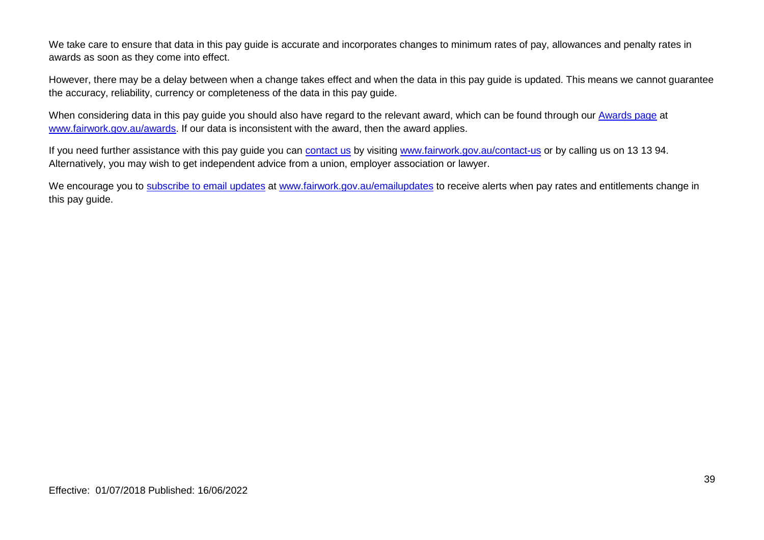We take care to ensure that data in this pay guide is accurate and incorporates changes to minimum rates of pay, allowances and penalty rates in awards as soon as they come into effect.

However, there may be a delay between when a change takes effect and when the data in this pay guide is updated. This means we cannot guarantee the accuracy, reliability, currency or completeness of the data in this pay guide.

When considering data in this pay guide you should also have regard to the relevant award, which can be found through our [Awards page](www.fairwork.gov.au/awards) at [www.fairwork.gov.au/awards](www.fairwork.gov.au/awards). If our data is inconsistent with the award, then the award applies.

If you need further assistance with this pay guide you can [contact us](www.fairwork.gov.au/contact-us) by visiting [www.fairwork.gov.au/contact-us](www.fairwork.gov.au/contact-us) or by calling us on 13 13 94. Alternatively, you may wish to get independent advice from a union, employer association or lawyer.

We encourage you to [subscribe to email updates](www.fairwork.gov.au/emailupdates) at [www.fairwork.gov.au/emailupdates](www.fairwork.gov.au/emailupdates) to receive alerts when pay rates and entitlements change in this pay guide.

Effective: 01/07/2018 Published: 16/06/2022